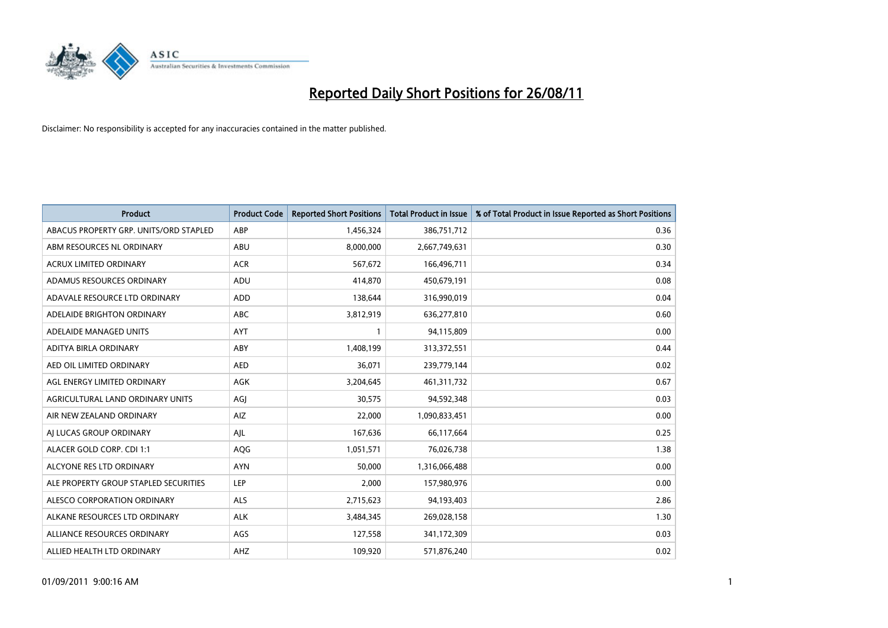# Reported Daily Short Positions for 26/08/11

Disclaimer: No responsibility is accepted for any inaccuracies contained in the matter published.

| Product | Product Code | Reported Short Positions | Total Product in Issue | % of Total Product in Issue Reported as Short Positions |
| --- | --- | --- | --- | --- |
| ABACUS PROPERTY GRP. UNITS/ORD STAPLED | ABP | 1,456,324 | 386,751,712 | 0.36 |
| ABM RESOURCES NL ORDINARY | ABU | 8,000,000 | 2,667,749,631 | 0.30 |
| ACRUX LIMITED ORDINARY | ACR | 567,672 | 166,496,711 | 0.34 |
| ADAMUS RESOURCES ORDINARY | ADU | 414,870 | 450,679,191 | 0.08 |
| ADAVALE RESOURCE LTD ORDINARY | ADD | 138,644 | 316,990,019 | 0.04 |
| ADELAIDE BRIGHTON ORDINARY | ABC | 3,812,919 | 636,277,810 | 0.60 |
| ADELAIDE MANAGED UNITS | AYT | 1 | 94,115,809 | 0.00 |
| ADITYA BIRLA ORDINARY | ABY | 1,408,199 | 313,372,551 | 0.44 |
| AED OIL LIMITED ORDINARY | AED | 36,071 | 239,779,144 | 0.02 |
| AGL ENERGY LIMITED ORDINARY | AGK | 3,204,645 | 461,311,732 | 0.67 |
| AGRICULTURAL LAND ORDINARY UNITS | AGJ | 30,575 | 94,592,348 | 0.03 |
| AIR NEW ZEALAND ORDINARY | AIZ | 22,000 | 1,090,833,451 | 0.00 |
| AJ LUCAS GROUP ORDINARY | AJL | 167,636 | 66,117,664 | 0.25 |
| ALACER GOLD CORP. CDI 1:1 | AQG | 1,051,571 | 76,026,738 | 1.38 |
| ALCYONE RES LTD ORDINARY | AYN | 50,000 | 1,316,066,488 | 0.00 |
| ALE PROPERTY GROUP STAPLED SECURITIES | LEP | 2,000 | 157,980,976 | 0.00 |
| ALESCO CORPORATION ORDINARY | ALS | 2,715,623 | 94,193,403 | 2.86 |
| ALKANE RESOURCES LTD ORDINARY | ALK | 3,484,345 | 269,028,158 | 1.30 |
| ALLIANCE RESOURCES ORDINARY | AGS | 127,558 | 341,172,309 | 0.03 |
| ALLIED HEALTH LTD ORDINARY | AHZ | 109,920 | 571,876,240 | 0.02 |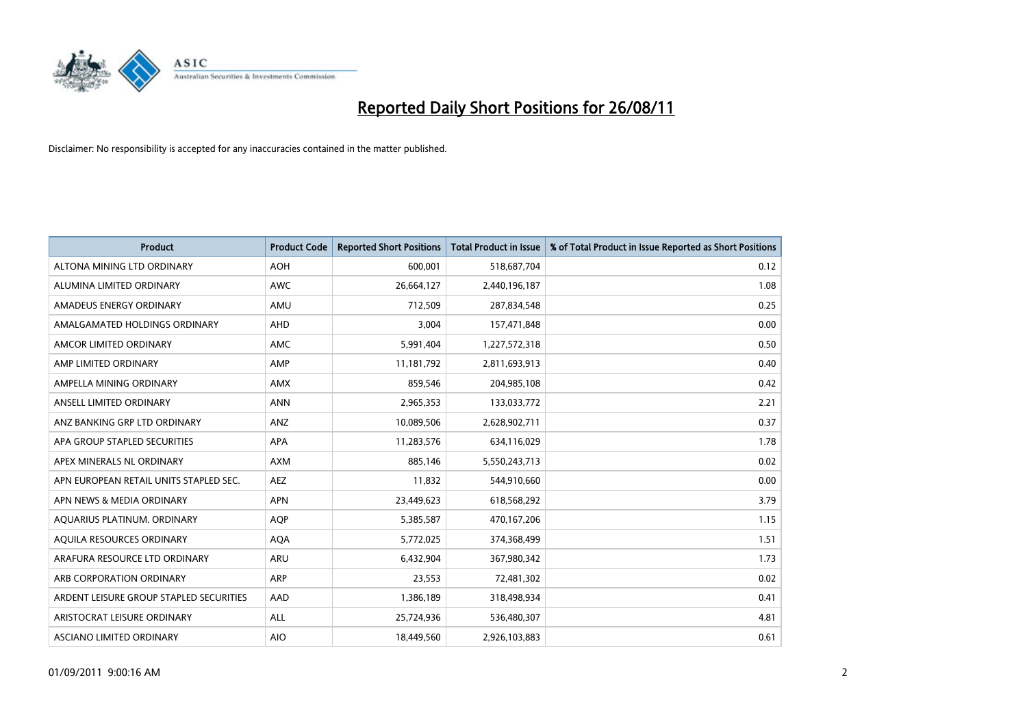# Reported Daily Short Positions for 26/08/11

Disclaimer: No responsibility is accepted for any inaccuracies contained in the matter published.

| Product | Product Code | Reported Short Positions | Total Product in Issue | % of Total Product in Issue Reported as Short Positions |
|---|---|---|---|---|
| ALTONA MINING LTD ORDINARY | AOH | 600,001 | 518,687,704 | 0.12 |
| ALUMINA LIMITED ORDINARY | AWC | 26,664,127 | 2,440,196,187 | 1.08 |
| AMADEUS ENERGY ORDINARY | AMU | 712,509 | 287,834,548 | 0.25 |
| AMALGAMATED HOLDINGS ORDINARY | AHD | 3,004 | 157,471,848 | 0.00 |
| AMCOR LIMITED ORDINARY | AMC | 5,991,404 | 1,227,572,318 | 0.50 |
| AMP LIMITED ORDINARY | AMP | 11,181,792 | 2,811,693,913 | 0.40 |
| AMPELLA MINING ORDINARY | AMX | 859,546 | 204,985,108 | 0.42 |
| ANSELL LIMITED ORDINARY | ANN | 2,965,353 | 133,033,772 | 2.21 |
| ANZ BANKING GRP LTD ORDINARY | ANZ | 10,089,506 | 2,628,902,711 | 0.37 |
| APA GROUP STAPLED SECURITIES | APA | 11,283,576 | 634,116,029 | 1.78 |
| APEX MINERALS NL ORDINARY | AXM | 885,146 | 5,550,243,713 | 0.02 |
| APN EUROPEAN RETAIL UNITS STAPLED SEC. | AEZ | 11,832 | 544,910,660 | 0.00 |
| APN NEWS & MEDIA ORDINARY | APN | 23,449,623 | 618,568,292 | 3.79 |
| AQUARIUS PLATINUM. ORDINARY | AQP | 5,385,587 | 470,167,206 | 1.15 |
| AQUILA RESOURCES ORDINARY | AQA | 5,772,025 | 374,368,499 | 1.51 |
| ARAFURA RESOURCE LTD ORDINARY | ARU | 6,432,904 | 367,980,342 | 1.73 |
| ARB CORPORATION ORDINARY | ARP | 23,553 | 72,481,302 | 0.02 |
| ARDENT LEISURE GROUP STAPLED SECURITIES | AAD | 1,386,189 | 318,498,934 | 0.41 |
| ARISTOCRAT LEISURE ORDINARY | ALL | 25,724,936 | 536,480,307 | 4.81 |
| ASCIANO LIMITED ORDINARY | AIO | 18,449,560 | 2,926,103,883 | 0.61 |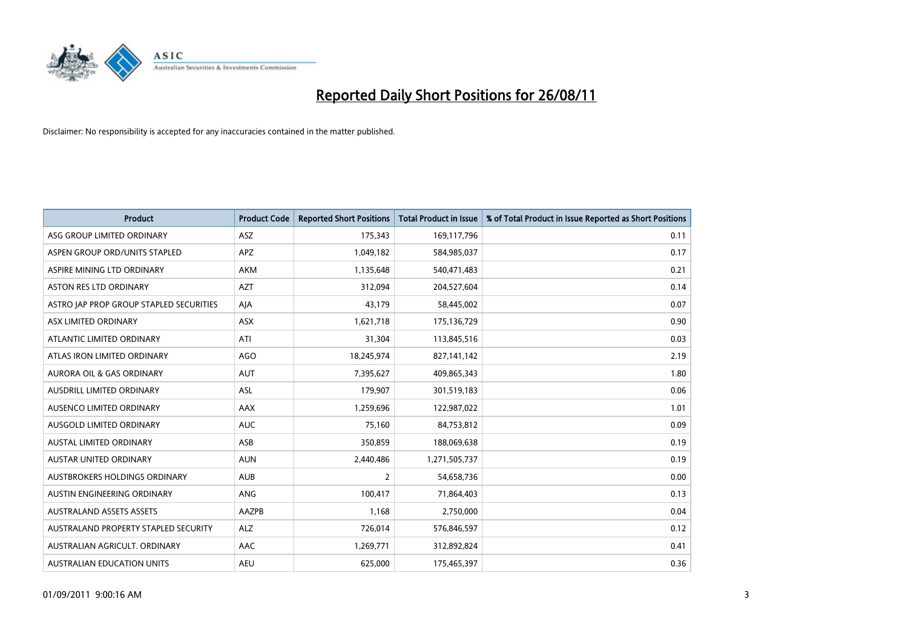# Reported Daily Short Positions for 26/08/11

Disclaimer: No responsibility is accepted for any inaccuracies contained in the matter published.

| Product | Product Code | Reported Short Positions | Total Product in Issue | % of Total Product in Issue Reported as Short Positions |
|---|---|---|---|---|
| ASG GROUP LIMITED ORDINARY | ASZ | 175,343 | 169,117,796 | 0.11 |
| ASPEN GROUP ORD/UNITS STAPLED | APZ | 1,049,182 | 584,985,037 | 0.17 |
| ASPIRE MINING LTD ORDINARY | AKM | 1,135,648 | 540,471,483 | 0.21 |
| ASTON RES LTD ORDINARY | AZT | 312,094 | 204,527,604 | 0.14 |
| ASTRO JAP PROP GROUP STAPLED SECURITIES | AJA | 43,179 | 58,445,002 | 0.07 |
| ASX LIMITED ORDINARY | ASX | 1,621,718 | 175,136,729 | 0.90 |
| ATLANTIC LIMITED ORDINARY | ATI | 31,304 | 113,845,516 | 0.03 |
| ATLAS IRON LIMITED ORDINARY | AGO | 18,245,974 | 827,141,142 | 2.19 |
| AURORA OIL & GAS ORDINARY | AUT | 7,395,627 | 409,865,343 | 1.80 |
| AUSDRILL LIMITED ORDINARY | ASL | 179,907 | 301,519,183 | 0.06 |
| AUSENCO LIMITED ORDINARY | AAX | 1,259,696 | 122,987,022 | 1.01 |
| AUSGOLD LIMITED ORDINARY | AUC | 75,160 | 84,753,812 | 0.09 |
| AUSTAL LIMITED ORDINARY | ASB | 350,859 | 188,069,638 | 0.19 |
| AUSTAR UNITED ORDINARY | AUN | 2,440,486 | 1,271,505,737 | 0.19 |
| AUSTBROKERS HOLDINGS ORDINARY | AUB | 2 | 54,658,736 | 0.00 |
| AUSTIN ENGINEERING ORDINARY | ANG | 100,417 | 71,864,403 | 0.13 |
| AUSTRALAND ASSETS ASSETS | AAZPB | 1,168 | 2,750,000 | 0.04 |
| AUSTRALAND PROPERTY STAPLED SECURITY | ALZ | 726,014 | 576,846,597 | 0.12 |
| AUSTRALIAN AGRICULT. ORDINARY | AAC | 1,269,771 | 312,892,824 | 0.41 |
| AUSTRALIAN EDUCATION UNITS | AEU | 625,000 | 175,465,397 | 0.36 |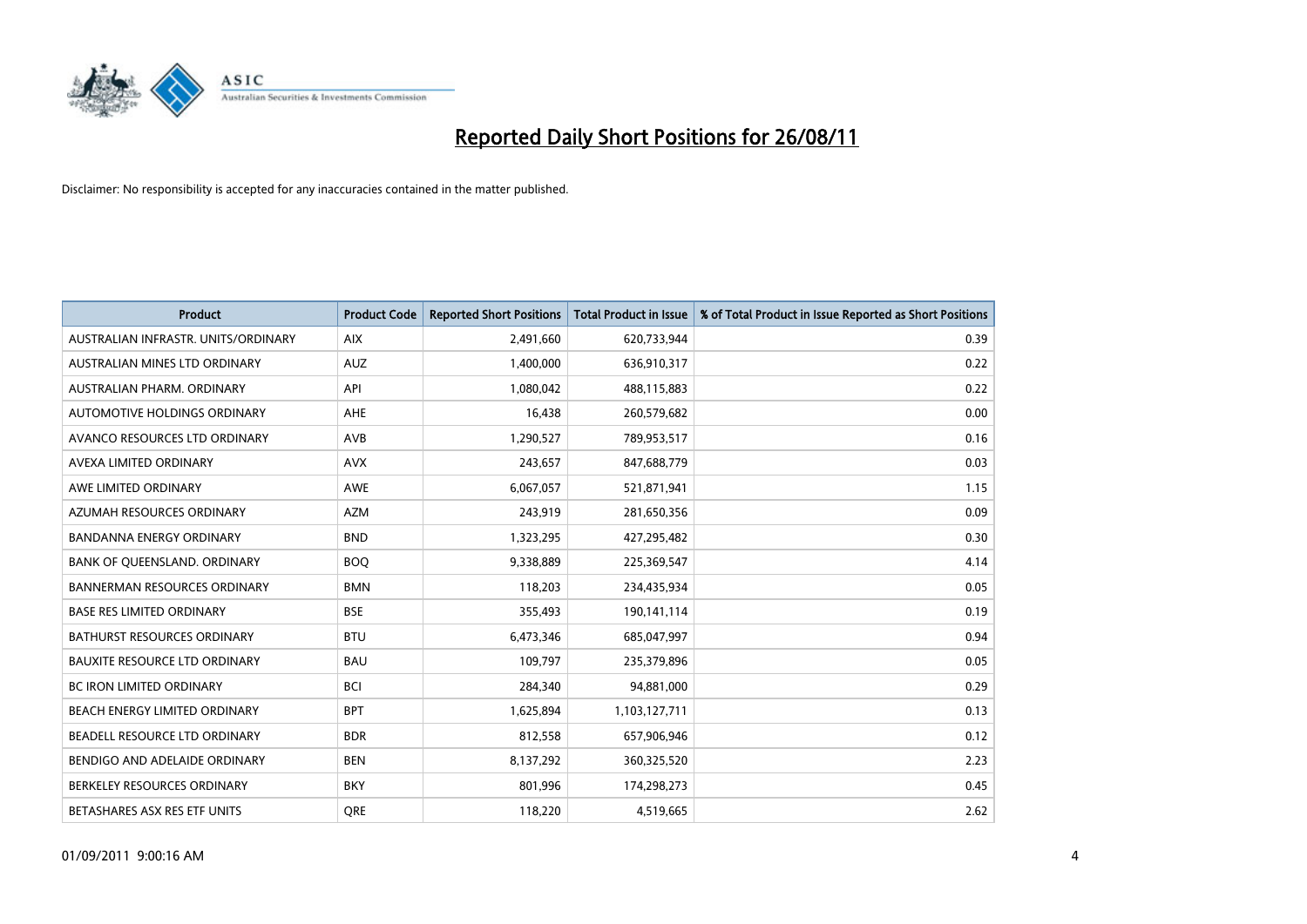# Reported Daily Short Positions for 26/08/11

Disclaimer: No responsibility is accepted for any inaccuracies contained in the matter published.

| Product | Product Code | Reported Short Positions | Total Product in Issue | % of Total Product in Issue Reported as Short Positions |
| --- | --- | --- | --- | --- |
| AUSTRALIAN INFRASTR. UNITS/ORDINARY | AIX | 2,491,660 | 620,733,944 | 0.39 |
| AUSTRALIAN MINES LTD ORDINARY | AUZ | 1,400,000 | 636,910,317 | 0.22 |
| AUSTRALIAN PHARM. ORDINARY | API | 1,080,042 | 488,115,883 | 0.22 |
| AUTOMOTIVE HOLDINGS ORDINARY | AHE | 16,438 | 260,579,682 | 0.00 |
| AVANCO RESOURCES LTD ORDINARY | AVB | 1,290,527 | 789,953,517 | 0.16 |
| AVEXA LIMITED ORDINARY | AVX | 243,657 | 847,688,779 | 0.03 |
| AWE LIMITED ORDINARY | AWE | 6,067,057 | 521,871,941 | 1.15 |
| AZUMAH RESOURCES ORDINARY | AZM | 243,919 | 281,650,356 | 0.09 |
| BANDANNA ENERGY ORDINARY | BND | 1,323,295 | 427,295,482 | 0.30 |
| BANK OF QUEENSLAND. ORDINARY | BOQ | 9,338,889 | 225,369,547 | 4.14 |
| BANNERMAN RESOURCES ORDINARY | BMN | 118,203 | 234,435,934 | 0.05 |
| BASE RES LIMITED ORDINARY | BSE | 355,493 | 190,141,114 | 0.19 |
| BATHURST RESOURCES ORDINARY | BTU | 6,473,346 | 685,047,997 | 0.94 |
| BAUXITE RESOURCE LTD ORDINARY | BAU | 109,797 | 235,379,896 | 0.05 |
| BC IRON LIMITED ORDINARY | BCI | 284,340 | 94,881,000 | 0.29 |
| BEACH ENERGY LIMITED ORDINARY | BPT | 1,625,894 | 1,103,127,711 | 0.13 |
| BEADELL RESOURCE LTD ORDINARY | BDR | 812,558 | 657,906,946 | 0.12 |
| BENDIGO AND ADELAIDE ORDINARY | BEN | 8,137,292 | 360,325,520 | 2.23 |
| BERKELEY RESOURCES ORDINARY | BKY | 801,996 | 174,298,273 | 0.45 |
| BETASHARES ASX RES ETF UNITS | QRE | 118,220 | 4,519,665 | 2.62 |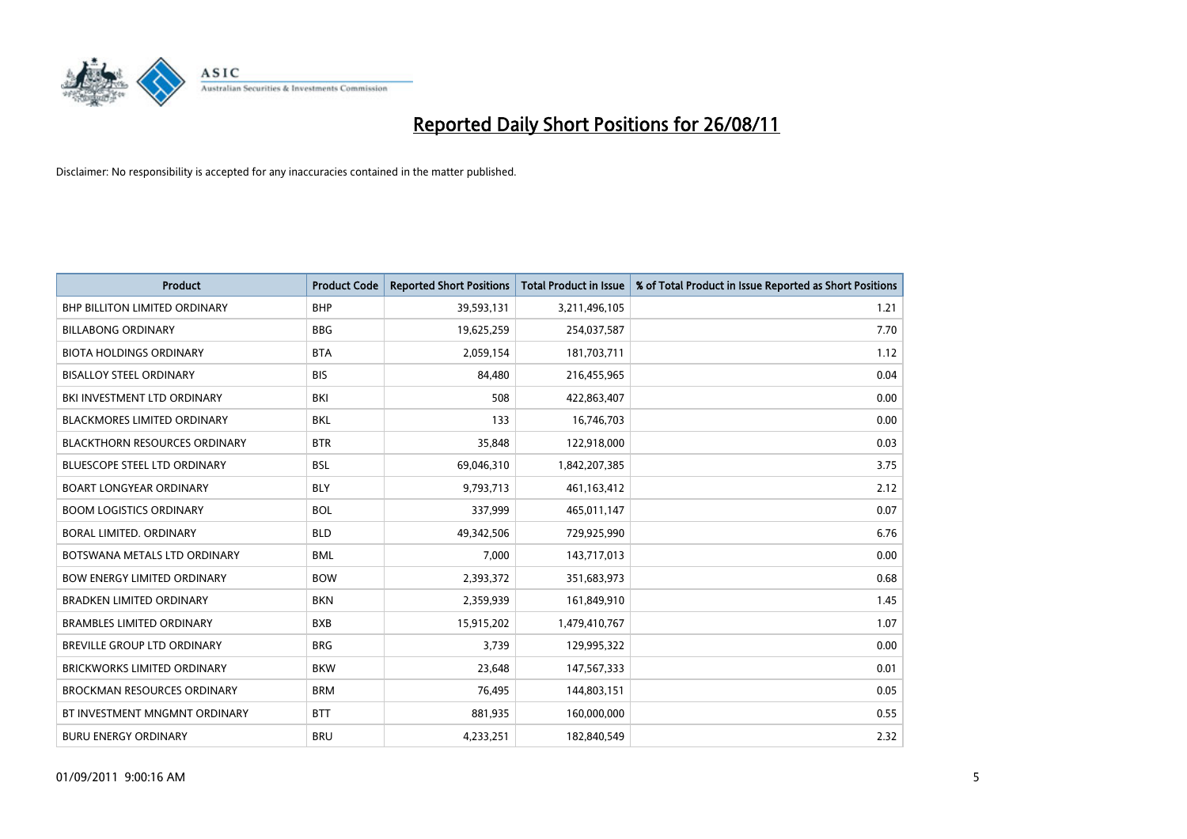# Reported Daily Short Positions for 26/08/11

Disclaimer: No responsibility is accepted for any inaccuracies contained in the matter published.

| Product | Product Code | Reported Short Positions | Total Product in Issue | % of Total Product in Issue Reported as Short Positions |
|---|---|---|---|---|
| BHP BILLITON LIMITED ORDINARY | BHP | 39,593,131 | 3,211,496,105 | 1.21 |
| BILLABONG ORDINARY | BBG | 19,625,259 | 254,037,587 | 7.70 |
| BIOTA HOLDINGS ORDINARY | BTA | 2,059,154 | 181,703,711 | 1.12 |
| BISALLOY STEEL ORDINARY | BIS | 84,480 | 216,455,965 | 0.04 |
| BKI INVESTMENT LTD ORDINARY | BKI | 508 | 422,863,407 | 0.00 |
| BLACKMORES LIMITED ORDINARY | BKL | 133 | 16,746,703 | 0.00 |
| BLACKTHORN RESOURCES ORDINARY | BTR | 35,848 | 122,918,000 | 0.03 |
| BLUESCOPE STEEL LTD ORDINARY | BSL | 69,046,310 | 1,842,207,385 | 3.75 |
| BOART LONGYEAR ORDINARY | BLY | 9,793,713 | 461,163,412 | 2.12 |
| BOOM LOGISTICS ORDINARY | BOL | 337,999 | 465,011,147 | 0.07 |
| BORAL LIMITED. ORDINARY | BLD | 49,342,506 | 729,925,990 | 6.76 |
| BOTSWANA METALS LTD ORDINARY | BML | 7,000 | 143,717,013 | 0.00 |
| BOW ENERGY LIMITED ORDINARY | BOW | 2,393,372 | 351,683,973 | 0.68 |
| BRADKEN LIMITED ORDINARY | BKN | 2,359,939 | 161,849,910 | 1.45 |
| BRAMBLES LIMITED ORDINARY | BXB | 15,915,202 | 1,479,410,767 | 1.07 |
| BREVILLE GROUP LTD ORDINARY | BRG | 3,739 | 129,995,322 | 0.00 |
| BRICKWORKS LIMITED ORDINARY | BKW | 23,648 | 147,567,333 | 0.01 |
| BROCKMAN RESOURCES ORDINARY | BRM | 76,495 | 144,803,151 | 0.05 |
| BT INVESTMENT MNGMNT ORDINARY | BTT | 881,935 | 160,000,000 | 0.55 |
| BURU ENERGY ORDINARY | BRU | 4,233,251 | 182,840,549 | 2.32 |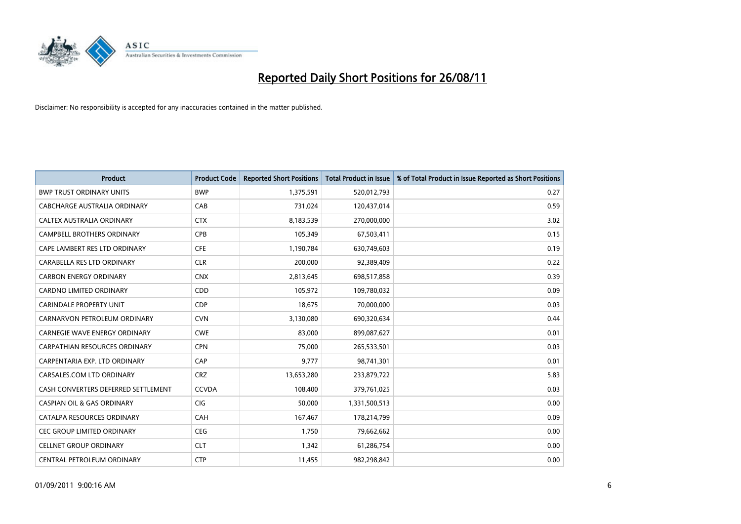# Reported Daily Short Positions for 26/08/11

Disclaimer: No responsibility is accepted for any inaccuracies contained in the matter published.

| Product | Product Code | Reported Short Positions | Total Product in Issue | % of Total Product in Issue Reported as Short Positions |
|---|---|---|---|---|
| BWP TRUST ORDINARY UNITS | BWP | 1,375,591 | 520,012,793 | 0.27 |
| CABCHARGE AUSTRALIA ORDINARY | CAB | 731,024 | 120,437,014 | 0.59 |
| CALTEX AUSTRALIA ORDINARY | CTX | 8,183,539 | 270,000,000 | 3.02 |
| CAMPBELL BROTHERS ORDINARY | CPB | 105,349 | 67,503,411 | 0.15 |
| CAPE LAMBERT RES LTD ORDINARY | CFE | 1,190,784 | 630,749,603 | 0.19 |
| CARABELLA RES LTD ORDINARY | CLR | 200,000 | 92,389,409 | 0.22 |
| CARBON ENERGY ORDINARY | CNX | 2,813,645 | 698,517,858 | 0.39 |
| CARDNO LIMITED ORDINARY | CDD | 105,972 | 109,780,032 | 0.09 |
| CARINDALE PROPERTY UNIT | CDP | 18,675 | 70,000,000 | 0.03 |
| CARNARVON PETROLEUM ORDINARY | CVN | 3,130,080 | 690,320,634 | 0.44 |
| CARNEGIE WAVE ENERGY ORDINARY | CWE | 83,000 | 899,087,627 | 0.01 |
| CARPATHIAN RESOURCES ORDINARY | CPN | 75,000 | 265,533,501 | 0.03 |
| CARPENTARIA EXP. LTD ORDINARY | CAP | 9,777 | 98,741,301 | 0.01 |
| CARSALES.COM LTD ORDINARY | CRZ | 13,653,280 | 233,879,722 | 5.83 |
| CASH CONVERTERS DEFERRED SETTLEMENT | CCVDA | 108,400 | 379,761,025 | 0.03 |
| CASPIAN OIL & GAS ORDINARY | CIG | 50,000 | 1,331,500,513 | 0.00 |
| CATALPA RESOURCES ORDINARY | CAH | 167,467 | 178,214,799 | 0.09 |
| CEC GROUP LIMITED ORDINARY | CEG | 1,750 | 79,662,662 | 0.00 |
| CELLNET GROUP ORDINARY | CLT | 1,342 | 61,286,754 | 0.00 |
| CENTRAL PETROLEUM ORDINARY | CTP | 11,455 | 982,298,842 | 0.00 |

01/09/2011 9:00:16 AM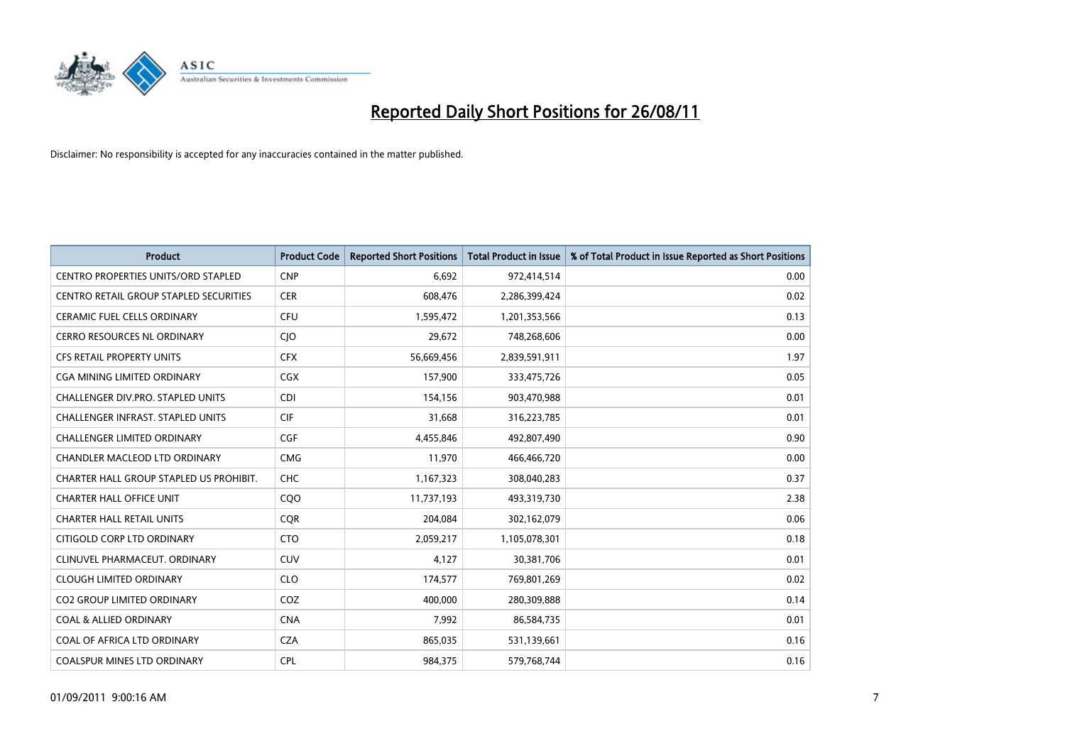# Reported Daily Short Positions for 26/08/11

Disclaimer: No responsibility is accepted for any inaccuracies contained in the matter published.

| Product | Product Code | Reported Short Positions | Total Product in Issue | % of Total Product in Issue Reported as Short Positions |
|---|---|---|---|---|
| CENTRO PROPERTIES UNITS/ORD STAPLED | CNP | 6,692 | 972,414,514 | 0.00 |
| CENTRO RETAIL GROUP STAPLED SECURITIES | CER | 608,476 | 2,286,399,424 | 0.02 |
| CERAMIC FUEL CELLS ORDINARY | CFU | 1,595,472 | 1,201,353,566 | 0.13 |
| CERRO RESOURCES NL ORDINARY | CJO | 29,672 | 748,268,606 | 0.00 |
| CFS RETAIL PROPERTY UNITS | CFX | 56,669,456 | 2,839,591,911 | 1.97 |
| CGA MINING LIMITED ORDINARY | CGX | 157,900 | 333,475,726 | 0.05 |
| CHALLENGER DIV.PRO. STAPLED UNITS | CDI | 154,156 | 903,470,988 | 0.01 |
| CHALLENGER INFRAST. STAPLED UNITS | CIF | 31,668 | 316,223,785 | 0.01 |
| CHALLENGER LIMITED ORDINARY | CGF | 4,455,846 | 492,807,490 | 0.90 |
| CHANDLER MACLEOD LTD ORDINARY | CMG | 11,970 | 466,466,720 | 0.00 |
| CHARTER HALL GROUP STAPLED US PROHIBIT. | CHC | 1,167,323 | 308,040,283 | 0.37 |
| CHARTER HALL OFFICE UNIT | CQO | 11,737,193 | 493,319,730 | 2.38 |
| CHARTER HALL RETAIL UNITS | CQR | 204,084 | 302,162,079 | 0.06 |
| CITIGOLD CORP LTD ORDINARY | CTO | 2,059,217 | 1,105,078,301 | 0.18 |
| CLINUVEL PHARMACEUT. ORDINARY | CUV | 4,127 | 30,381,706 | 0.01 |
| CLOUGH LIMITED ORDINARY | CLO | 174,577 | 769,801,269 | 0.02 |
| CO2 GROUP LIMITED ORDINARY | COZ | 400,000 | 280,309,888 | 0.14 |
| COAL & ALLIED ORDINARY | CNA | 7,992 | 86,584,735 | 0.01 |
| COAL OF AFRICA LTD ORDINARY | CZA | 865,035 | 531,139,661 | 0.16 |
| COALSPUR MINES LTD ORDINARY | CPL | 984,375 | 579,768,744 | 0.16 |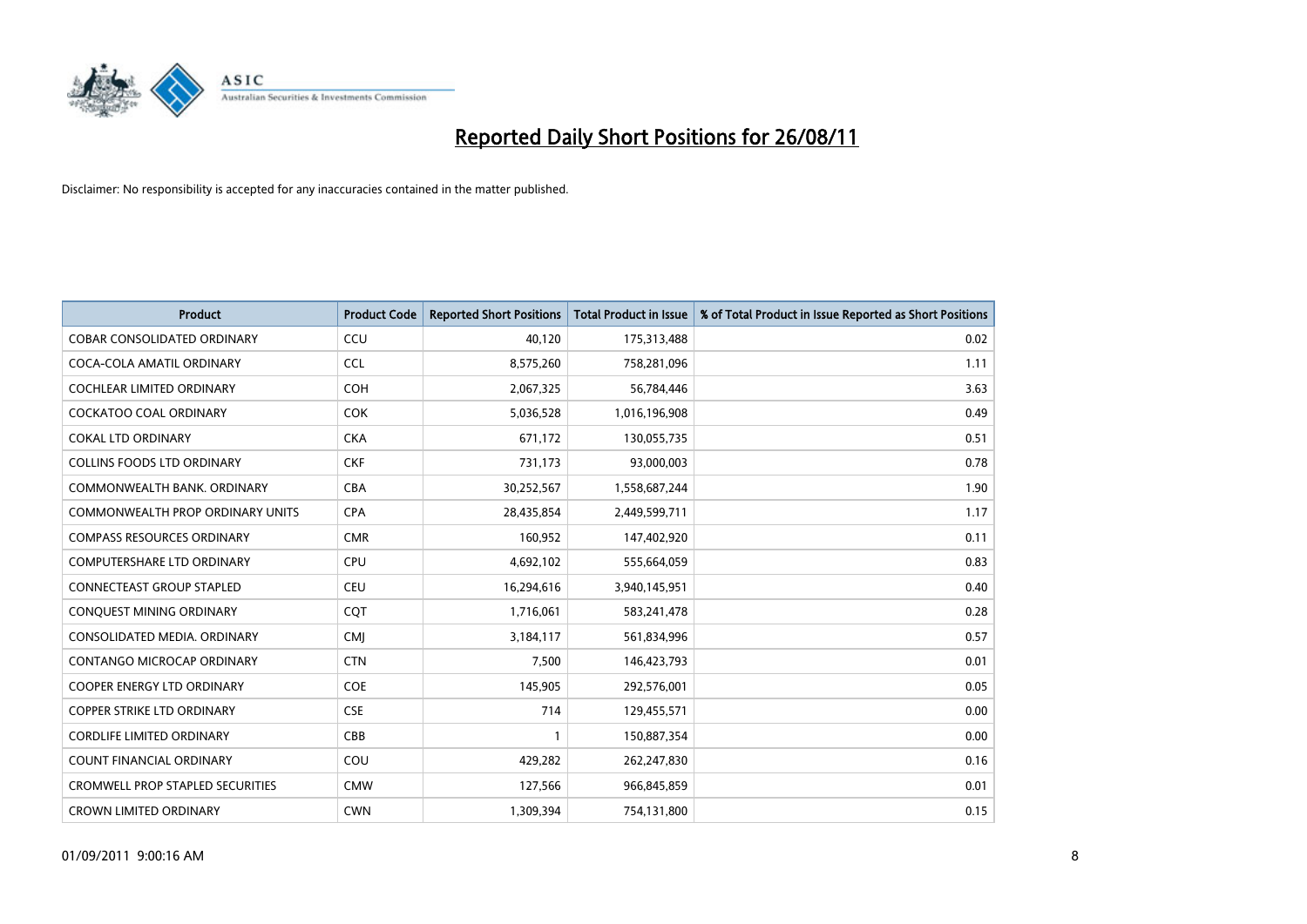# Reported Daily Short Positions for 26/08/11

Disclaimer: No responsibility is accepted for any inaccuracies contained in the matter published.

| Product | Product Code | Reported Short Positions | Total Product in Issue | % of Total Product in Issue Reported as Short Positions |
|---|---|---|---|---|
| COBAR CONSOLIDATED ORDINARY | CCU | 40,120 | 175,313,488 | 0.02 |
| COCA-COLA AMATIL ORDINARY | CCL | 8,575,260 | 758,281,096 | 1.11 |
| COCHLEAR LIMITED ORDINARY | COH | 2,067,325 | 56,784,446 | 3.63 |
| COCKATOO COAL ORDINARY | COK | 5,036,528 | 1,016,196,908 | 0.49 |
| COKAL LTD ORDINARY | CKA | 671,172 | 130,055,735 | 0.51 |
| COLLINS FOODS LTD ORDINARY | CKF | 731,173 | 93,000,003 | 0.78 |
| COMMONWEALTH BANK. ORDINARY | CBA | 30,252,567 | 1,558,687,244 | 1.90 |
| COMMONWEALTH PROP ORDINARY UNITS | CPA | 28,435,854 | 2,449,599,711 | 1.17 |
| COMPASS RESOURCES ORDINARY | CMR | 160,952 | 147,402,920 | 0.11 |
| COMPUTERSHARE LTD ORDINARY | CPU | 4,692,102 | 555,664,059 | 0.83 |
| CONNECTEAST GROUP STAPLED | CEU | 16,294,616 | 3,940,145,951 | 0.40 |
| CONQUEST MINING ORDINARY | CQT | 1,716,061 | 583,241,478 | 0.28 |
| CONSOLIDATED MEDIA. ORDINARY | CMJ | 3,184,117 | 561,834,996 | 0.57 |
| CONTANGO MICROCAP ORDINARY | CTN | 7,500 | 146,423,793 | 0.01 |
| COOPER ENERGY LTD ORDINARY | COE | 145,905 | 292,576,001 | 0.05 |
| COPPER STRIKE LTD ORDINARY | CSE | 714 | 129,455,571 | 0.00 |
| CORDLIFE LIMITED ORDINARY | CBB | 1 | 150,887,354 | 0.00 |
| COUNT FINANCIAL ORDINARY | COU | 429,282 | 262,247,830 | 0.16 |
| CROMWELL PROP STAPLED SECURITIES | CMW | 127,566 | 966,845,859 | 0.01 |
| CROWN LIMITED ORDINARY | CWN | 1,309,394 | 754,131,800 | 0.15 |

01/09/2011 9:00:16 AM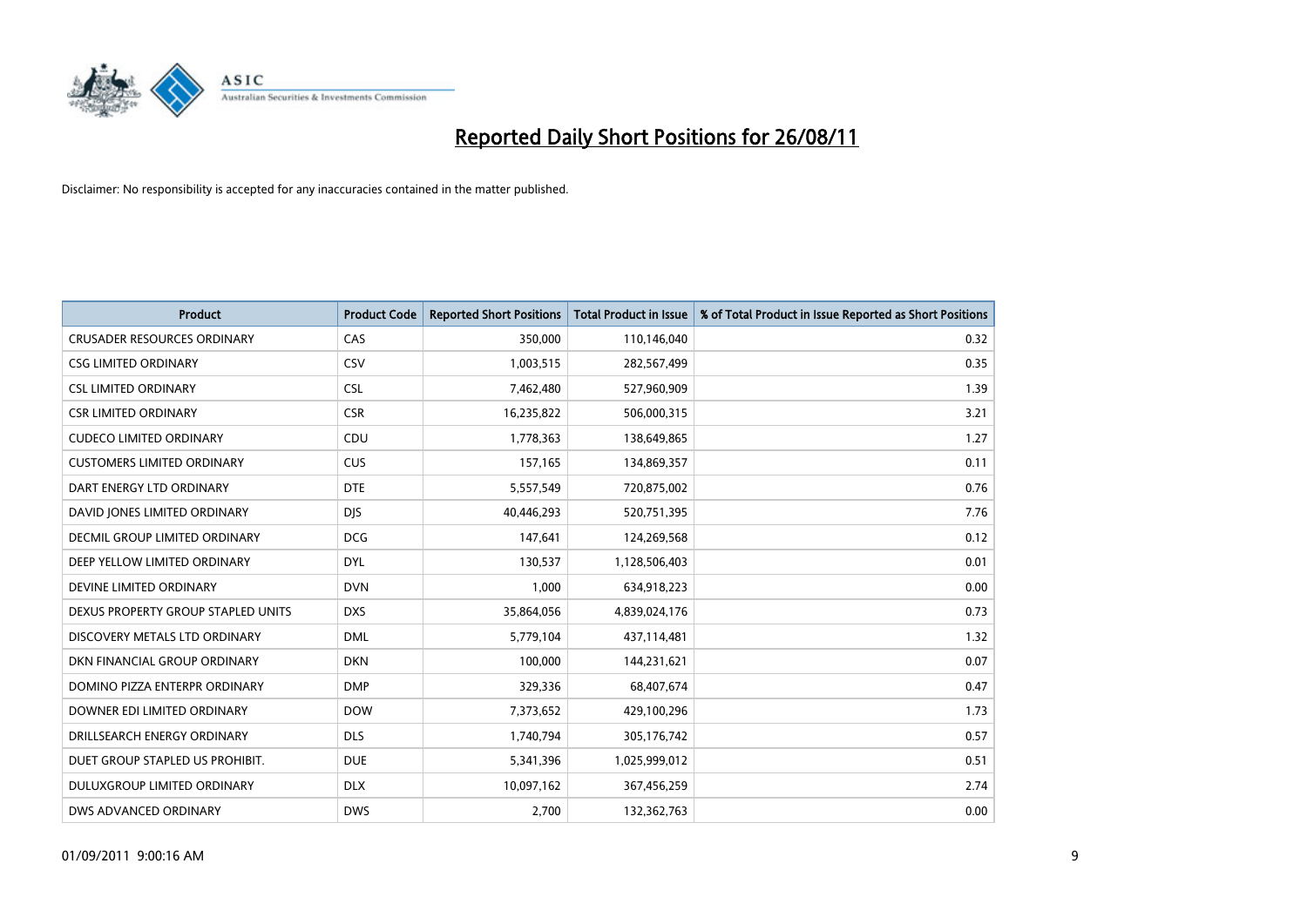# Reported Daily Short Positions for 26/08/11

Disclaimer: No responsibility is accepted for any inaccuracies contained in the matter published.

| Product | Product Code | Reported Short Positions | Total Product in Issue | % of Total Product in Issue Reported as Short Positions |
|---|---|---|---|---|
| CRUSADER RESOURCES ORDINARY | CAS | 350,000 | 110,146,040 | 0.32 |
| CSG LIMITED ORDINARY | CSV | 1,003,515 | 282,567,499 | 0.35 |
| CSL LIMITED ORDINARY | CSL | 7,462,480 | 527,960,909 | 1.39 |
| CSR LIMITED ORDINARY | CSR | 16,235,822 | 506,000,315 | 3.21 |
| CUDECO LIMITED ORDINARY | CDU | 1,778,363 | 138,649,865 | 1.27 |
| CUSTOMERS LIMITED ORDINARY | CUS | 157,165 | 134,869,357 | 0.11 |
| DART ENERGY LTD ORDINARY | DTE | 5,557,549 | 720,875,002 | 0.76 |
| DAVID JONES LIMITED ORDINARY | DJS | 40,446,293 | 520,751,395 | 7.76 |
| DECMIL GROUP LIMITED ORDINARY | DCG | 147,641 | 124,269,568 | 0.12 |
| DEEP YELLOW LIMITED ORDINARY | DYL | 130,537 | 1,128,506,403 | 0.01 |
| DEVINE LIMITED ORDINARY | DVN | 1,000 | 634,918,223 | 0.00 |
| DEXUS PROPERTY GROUP STAPLED UNITS | DXS | 35,864,056 | 4,839,024,176 | 0.73 |
| DISCOVERY METALS LTD ORDINARY | DML | 5,779,104 | 437,114,481 | 1.32 |
| DKN FINANCIAL GROUP ORDINARY | DKN | 100,000 | 144,231,621 | 0.07 |
| DOMINO PIZZA ENTERPR ORDINARY | DMP | 329,336 | 68,407,674 | 0.47 |
| DOWNER EDI LIMITED ORDINARY | DOW | 7,373,652 | 429,100,296 | 1.73 |
| DRILLSEARCH ENERGY ORDINARY | DLS | 1,740,794 | 305,176,742 | 0.57 |
| DUET GROUP STAPLED US PROHIBIT. | DUE | 5,341,396 | 1,025,999,012 | 0.51 |
| DULUXGROUP LIMITED ORDINARY | DLX | 10,097,162 | 367,456,259 | 2.74 |
| DWS ADVANCED ORDINARY | DWS | 2,700 | 132,362,763 | 0.00 |

01/09/2011 9:00:16 AM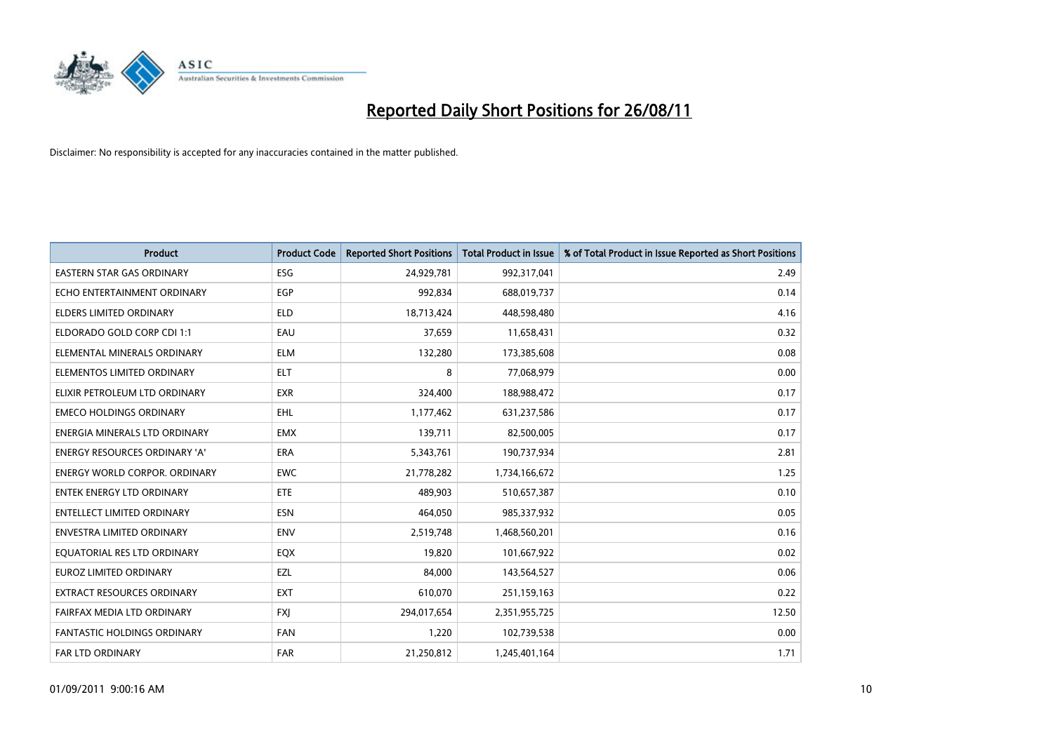# Reported Daily Short Positions for 26/08/11

Disclaimer: No responsibility is accepted for any inaccuracies contained in the matter published.

| Product | Product Code | Reported Short Positions | Total Product in Issue | % of Total Product in Issue Reported as Short Positions |
|---|---|---|---|---|
| EASTERN STAR GAS ORDINARY | ESG | 24,929,781 | 992,317,041 | 2.49 |
| ECHO ENTERTAINMENT ORDINARY | EGP | 992,834 | 688,019,737 | 0.14 |
| ELDERS LIMITED ORDINARY | ELD | 18,713,424 | 448,598,480 | 4.16 |
| ELDORADO GOLD CORP CDI 1:1 | EAU | 37,659 | 11,658,431 | 0.32 |
| ELEMENTAL MINERALS ORDINARY | ELM | 132,280 | 173,385,608 | 0.08 |
| ELEMENTOS LIMITED ORDINARY | ELT | 8 | 77,068,979 | 0.00 |
| ELIXIR PETROLEUM LTD ORDINARY | EXR | 324,400 | 188,988,472 | 0.17 |
| EMECO HOLDINGS ORDINARY | EHL | 1,177,462 | 631,237,586 | 0.17 |
| ENERGIA MINERALS LTD ORDINARY | EMX | 139,711 | 82,500,005 | 0.17 |
| ENERGY RESOURCES ORDINARY 'A' | ERA | 5,343,761 | 190,737,934 | 2.81 |
| ENERGY WORLD CORPOR. ORDINARY | EWC | 21,778,282 | 1,734,166,672 | 1.25 |
| ENTEK ENERGY LTD ORDINARY | ETE | 489,903 | 510,657,387 | 0.10 |
| ENTELLECT LIMITED ORDINARY | ESN | 464,050 | 985,337,932 | 0.05 |
| ENVESTRA LIMITED ORDINARY | ENV | 2,519,748 | 1,468,560,201 | 0.16 |
| EQUATORIAL RES LTD ORDINARY | EQX | 19,820 | 101,667,922 | 0.02 |
| EUROZ LIMITED ORDINARY | EZL | 84,000 | 143,564,527 | 0.06 |
| EXTRACT RESOURCES ORDINARY | EXT | 610,070 | 251,159,163 | 0.22 |
| FAIRFAX MEDIA LTD ORDINARY | FXJ | 294,017,654 | 2,351,955,725 | 12.50 |
| FANTASTIC HOLDINGS ORDINARY | FAN | 1,220 | 102,739,538 | 0.00 |
| FAR LTD ORDINARY | FAR | 21,250,812 | 1,245,401,164 | 1.71 |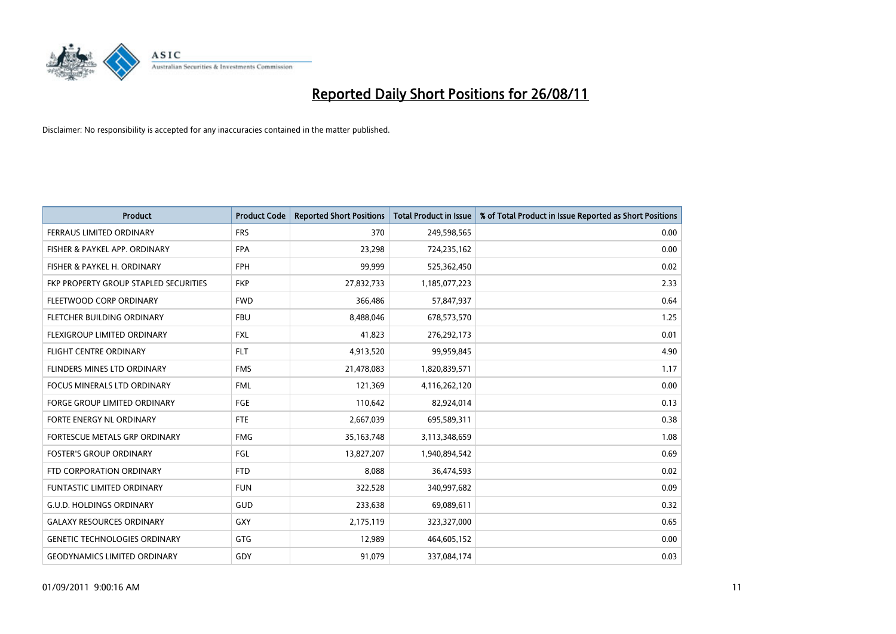# Reported Daily Short Positions for 26/08/11

Disclaimer: No responsibility is accepted for any inaccuracies contained in the matter published.

| Product | Product Code | Reported Short Positions | Total Product in Issue | % of Total Product in Issue Reported as Short Positions |
|---|---|---|---|---|
| FERRAUS LIMITED ORDINARY | FRS | 370 | 249,598,565 | 0.00 |
| FISHER & PAYKEL APP. ORDINARY | FPA | 23,298 | 724,235,162 | 0.00 |
| FISHER & PAYKEL H. ORDINARY | FPH | 99,999 | 525,362,450 | 0.02 |
| FKP PROPERTY GROUP STAPLED SECURITIES | FKP | 27,832,733 | 1,185,077,223 | 2.33 |
| FLEETWOOD CORP ORDINARY | FWD | 366,486 | 57,847,937 | 0.64 |
| FLETCHER BUILDING ORDINARY | FBU | 8,488,046 | 678,573,570 | 1.25 |
| FLEXIGROUP LIMITED ORDINARY | FXL | 41,823 | 276,292,173 | 0.01 |
| FLIGHT CENTRE ORDINARY | FLT | 4,913,520 | 99,959,845 | 4.90 |
| FLINDERS MINES LTD ORDINARY | FMS | 21,478,083 | 1,820,839,571 | 1.17 |
| FOCUS MINERALS LTD ORDINARY | FML | 121,369 | 4,116,262,120 | 0.00 |
| FORGE GROUP LIMITED ORDINARY | FGE | 110,642 | 82,924,014 | 0.13 |
| FORTE ENERGY NL ORDINARY | FTE | 2,667,039 | 695,589,311 | 0.38 |
| FORTESCUE METALS GRP ORDINARY | FMG | 35,163,748 | 3,113,348,659 | 1.08 |
| FOSTER'S GROUP ORDINARY | FGL | 13,827,207 | 1,940,894,542 | 0.69 |
| FTD CORPORATION ORDINARY | FTD | 8,088 | 36,474,593 | 0.02 |
| FUNTASTIC LIMITED ORDINARY | FUN | 322,528 | 340,997,682 | 0.09 |
| G.U.D. HOLDINGS ORDINARY | GUD | 233,638 | 69,089,611 | 0.32 |
| GALAXY RESOURCES ORDINARY | GXY | 2,175,119 | 323,327,000 | 0.65 |
| GENETIC TECHNOLOGIES ORDINARY | GTG | 12,989 | 464,605,152 | 0.00 |
| GEODYNAMICS LIMITED ORDINARY | GDY | 91,079 | 337,084,174 | 0.03 |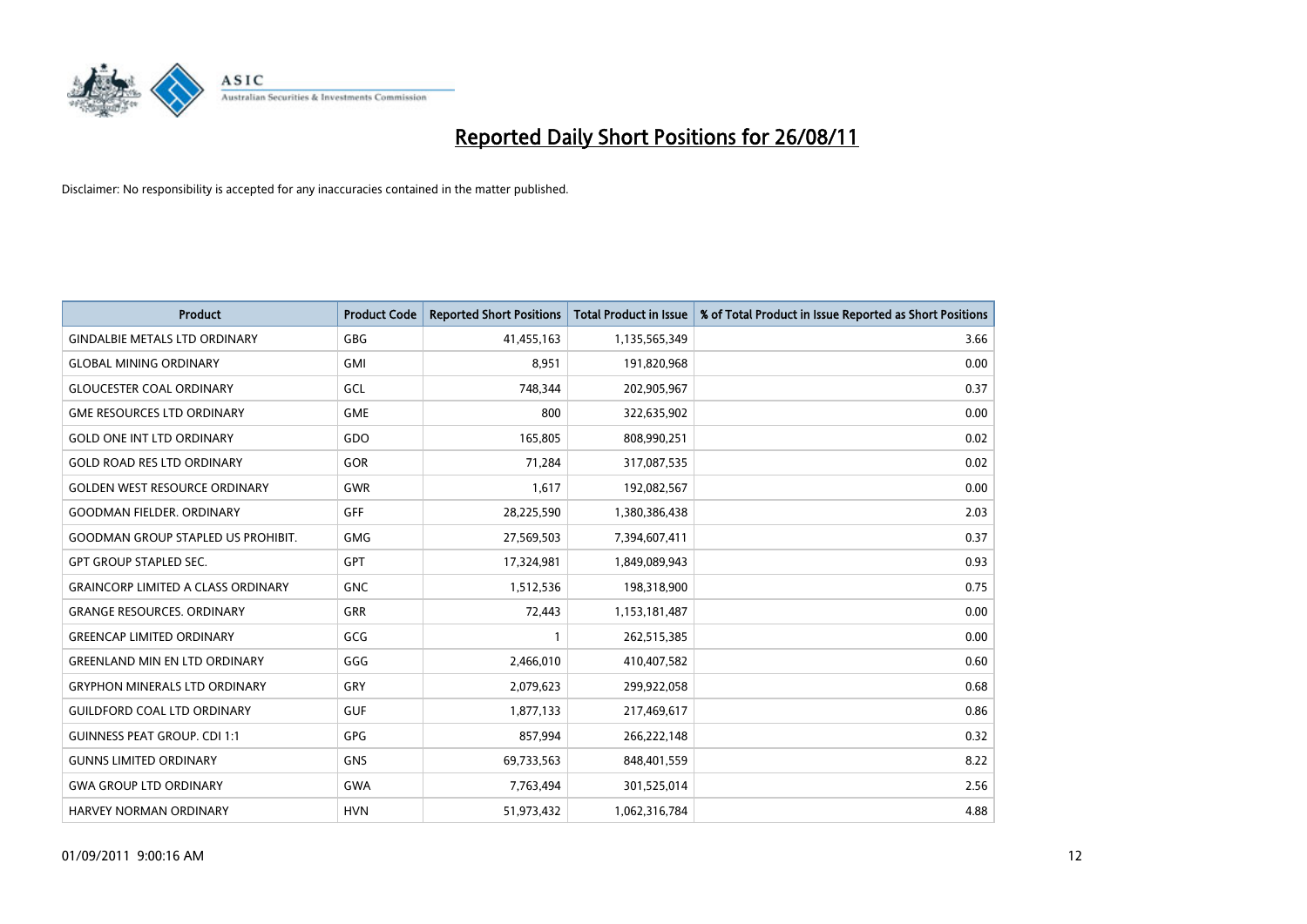# Reported Daily Short Positions for 26/08/11

Disclaimer: No responsibility is accepted for any inaccuracies contained in the matter published.

| Product | Product Code | Reported Short Positions | Total Product in Issue | % of Total Product in Issue Reported as Short Positions |
|---|---|---|---|---|
| GINDALBIE METALS LTD ORDINARY | GBG | 41,455,163 | 1,135,565,349 | 3.66 |
| GLOBAL MINING ORDINARY | GMI | 8,951 | 191,820,968 | 0.00 |
| GLOUCESTER COAL ORDINARY | GCL | 748,344 | 202,905,967 | 0.37 |
| GME RESOURCES LTD ORDINARY | GME | 800 | 322,635,902 | 0.00 |
| GOLD ONE INT LTD ORDINARY | GDO | 165,805 | 808,990,251 | 0.02 |
| GOLD ROAD RES LTD ORDINARY | GOR | 71,284 | 317,087,535 | 0.02 |
| GOLDEN WEST RESOURCE ORDINARY | GWR | 1,617 | 192,082,567 | 0.00 |
| GOODMAN FIELDER. ORDINARY | GFF | 28,225,590 | 1,380,386,438 | 2.03 |
| GOODMAN GROUP STAPLED US PROHIBIT. | GMG | 27,569,503 | 7,394,607,411 | 0.37 |
| GPT GROUP STAPLED SEC. | GPT | 17,324,981 | 1,849,089,943 | 0.93 |
| GRAINCORP LIMITED A CLASS ORDINARY | GNC | 1,512,536 | 198,318,900 | 0.75 |
| GRANGE RESOURCES. ORDINARY | GRR | 72,443 | 1,153,181,487 | 0.00 |
| GREENCAP LIMITED ORDINARY | GCG | 1 | 262,515,385 | 0.00 |
| GREENLAND MIN EN LTD ORDINARY | GGG | 2,466,010 | 410,407,582 | 0.60 |
| GRYPHON MINERALS LTD ORDINARY | GRY | 2,079,623 | 299,922,058 | 0.68 |
| GUILDFORD COAL LTD ORDINARY | GUF | 1,877,133 | 217,469,617 | 0.86 |
| GUINNESS PEAT GROUP. CDI 1:1 | GPG | 857,994 | 266,222,148 | 0.32 |
| GUNNS LIMITED ORDINARY | GNS | 69,733,563 | 848,401,559 | 8.22 |
| GWA GROUP LTD ORDINARY | GWA | 7,763,494 | 301,525,014 | 2.56 |
| HARVEY NORMAN ORDINARY | HVN | 51,973,432 | 1,062,316,784 | 4.88 |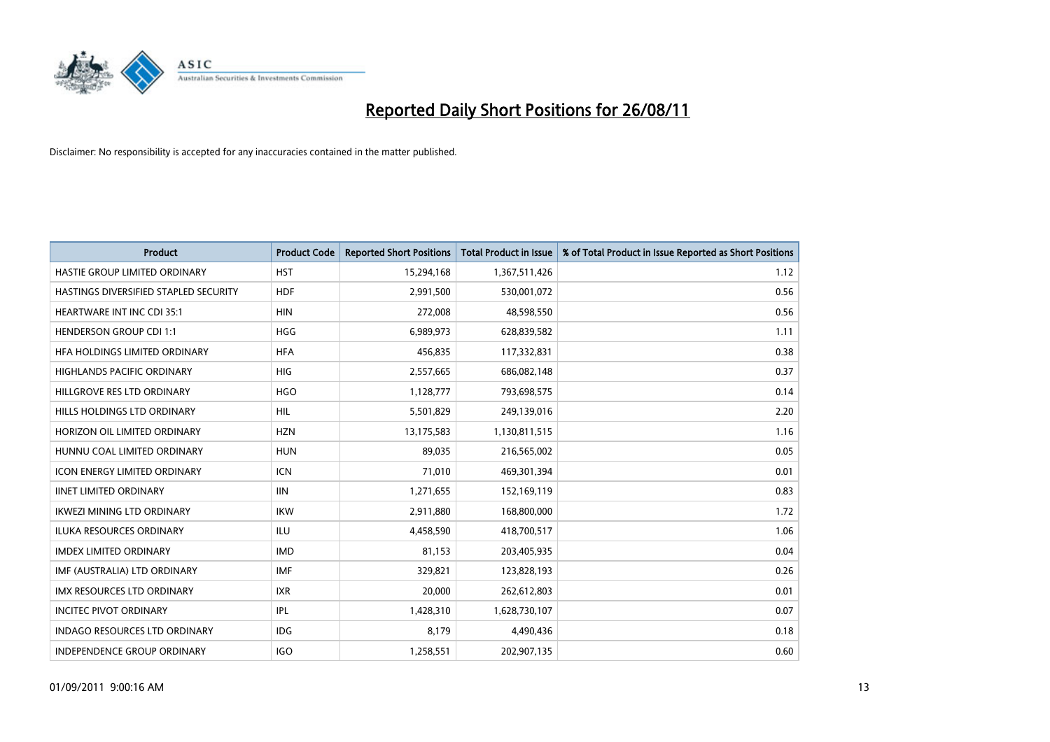# Reported Daily Short Positions for 26/08/11

Disclaimer: No responsibility is accepted for any inaccuracies contained in the matter published.

| Product | Product Code | Reported Short Positions | Total Product in Issue | % of Total Product in Issue Reported as Short Positions |
|---|---|---|---|---|
| HASTIE GROUP LIMITED ORDINARY | HST | 15,294,168 | 1,367,511,426 | 1.12 |
| HASTINGS DIVERSIFIED STAPLED SECURITY | HDF | 2,991,500 | 530,001,072 | 0.56 |
| HEARTWARE INT INC CDI 35:1 | HIN | 272,008 | 48,598,550 | 0.56 |
| HENDERSON GROUP CDI 1:1 | HGG | 6,989,973 | 628,839,582 | 1.11 |
| HFA HOLDINGS LIMITED ORDINARY | HFA | 456,835 | 117,332,831 | 0.38 |
| HIGHLANDS PACIFIC ORDINARY | HIG | 2,557,665 | 686,082,148 | 0.37 |
| HILLGROVE RES LTD ORDINARY | HGO | 1,128,777 | 793,698,575 | 0.14 |
| HILLS HOLDINGS LTD ORDINARY | HIL | 5,501,829 | 249,139,016 | 2.20 |
| HORIZON OIL LIMITED ORDINARY | HZN | 13,175,583 | 1,130,811,515 | 1.16 |
| HUNNU COAL LIMITED ORDINARY | HUN | 89,035 | 216,565,002 | 0.05 |
| ICON ENERGY LIMITED ORDINARY | ICN | 71,010 | 469,301,394 | 0.01 |
| IINET LIMITED ORDINARY | IIN | 1,271,655 | 152,169,119 | 0.83 |
| IKWEZI MINING LTD ORDINARY | IKW | 2,911,880 | 168,800,000 | 1.72 |
| ILUKA RESOURCES ORDINARY | ILU | 4,458,590 | 418,700,517 | 1.06 |
| IMDEX LIMITED ORDINARY | IMD | 81,153 | 203,405,935 | 0.04 |
| IMF (AUSTRALIA) LTD ORDINARY | IMF | 329,821 | 123,828,193 | 0.26 |
| IMX RESOURCES LTD ORDINARY | IXR | 20,000 | 262,612,803 | 0.01 |
| INCITEC PIVOT ORDINARY | IPL | 1,428,310 | 1,628,730,107 | 0.07 |
| INDAGO RESOURCES LTD ORDINARY | IDG | 8,179 | 4,490,436 | 0.18 |
| INDEPENDENCE GROUP ORDINARY | IGO | 1,258,551 | 202,907,135 | 0.60 |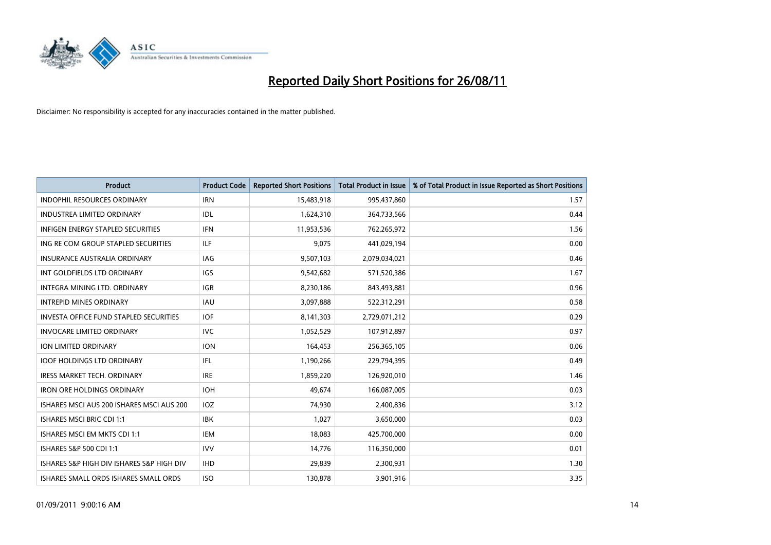# Reported Daily Short Positions for 26/08/11

Disclaimer: No responsibility is accepted for any inaccuracies contained in the matter published.

| Product | Product Code | Reported Short Positions | Total Product in Issue | % of Total Product in Issue Reported as Short Positions |
|---|---|---|---|---|
| INDOPHIL RESOURCES ORDINARY | IRN | 15,483,918 | 995,437,860 | 1.57 |
| INDUSTREA LIMITED ORDINARY | IDL | 1,624,310 | 364,733,566 | 0.44 |
| INFIGEN ENERGY STAPLED SECURITIES | IFN | 11,953,536 | 762,265,972 | 1.56 |
| ING RE COM GROUP STAPLED SECURITIES | ILF | 9,075 | 441,029,194 | 0.00 |
| INSURANCE AUSTRALIA ORDINARY | IAG | 9,507,103 | 2,079,034,021 | 0.46 |
| INT GOLDFIELDS LTD ORDINARY | IGS | 9,542,682 | 571,520,386 | 1.67 |
| INTEGRA MINING LTD. ORDINARY | IGR | 8,230,186 | 843,493,881 | 0.96 |
| INTREPID MINES ORDINARY | IAU | 3,097,888 | 522,312,291 | 0.58 |
| INVESTA OFFICE FUND STAPLED SECURITIES | IOF | 8,141,303 | 2,729,071,212 | 0.29 |
| INVOCARE LIMITED ORDINARY | IVC | 1,052,529 | 107,912,897 | 0.97 |
| ION LIMITED ORDINARY | ION | 164,453 | 256,365,105 | 0.06 |
| IOOF HOLDINGS LTD ORDINARY | IFL | 1,190,266 | 229,794,395 | 0.49 |
| IRESS MARKET TECH. ORDINARY | IRE | 1,859,220 | 126,920,010 | 1.46 |
| IRON ORE HOLDINGS ORDINARY | IOH | 49,674 | 166,087,005 | 0.03 |
| ISHARES MSCI AUS 200 ISHARES MSCI AUS 200 | IOZ | 74,930 | 2,400,836 | 3.12 |
| ISHARES MSCI BRIC CDI 1:1 | IBK | 1,027 | 3,650,000 | 0.03 |
| ISHARES MSCI EM MKTS CDI 1:1 | IEM | 18,083 | 425,700,000 | 0.00 |
| ISHARES S&P 500 CDI 1:1 | IVV | 14,776 | 116,350,000 | 0.01 |
| ISHARES S&P HIGH DIV ISHARES S&P HIGH DIV | IHD | 29,839 | 2,300,931 | 1.30 |
| ISHARES SMALL ORDS ISHARES SMALL ORDS | ISO | 130,878 | 3,901,916 | 3.35 |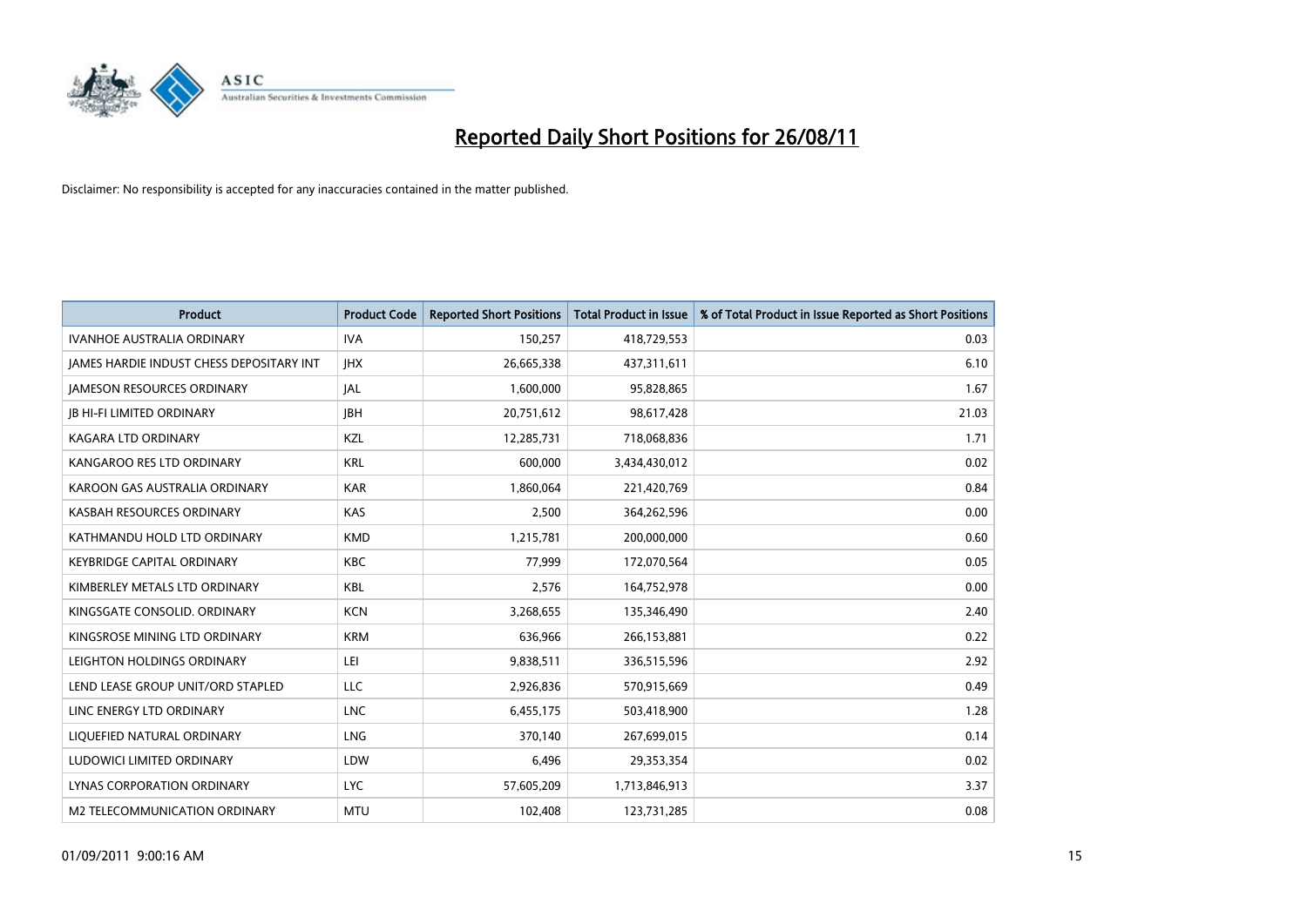# Reported Daily Short Positions for 26/08/11

Disclaimer: No responsibility is accepted for any inaccuracies contained in the matter published.

| Product | Product Code | Reported Short Positions | Total Product in Issue | % of Total Product in Issue Reported as Short Positions |
|---|---|---|---|---|
| IVANHOE AUSTRALIA ORDINARY | IVA | 150,257 | 418,729,553 | 0.03 |
| JAMES HARDIE INDUST CHESS DEPOSITARY INT | JHX | 26,665,338 | 437,311,611 | 6.10 |
| JAMESON RESOURCES ORDINARY | JAL | 1,600,000 | 95,828,865 | 1.67 |
| JB HI-FI LIMITED ORDINARY | JBH | 20,751,612 | 98,617,428 | 21.03 |
| KAGARA LTD ORDINARY | KZL | 12,285,731 | 718,068,836 | 1.71 |
| KANGAROO RES LTD ORDINARY | KRL | 600,000 | 3,434,430,012 | 0.02 |
| KAROON GAS AUSTRALIA ORDINARY | KAR | 1,860,064 | 221,420,769 | 0.84 |
| KASBAH RESOURCES ORDINARY | KAS | 2,500 | 364,262,596 | 0.00 |
| KATHMANDU HOLD LTD ORDINARY | KMD | 1,215,781 | 200,000,000 | 0.60 |
| KEYBRIDGE CAPITAL ORDINARY | KBC | 77,999 | 172,070,564 | 0.05 |
| KIMBERLEY METALS LTD ORDINARY | KBL | 2,576 | 164,752,978 | 0.00 |
| KINGSGATE CONSOLID. ORDINARY | KCN | 3,268,655 | 135,346,490 | 2.40 |
| KINGSROSE MINING LTD ORDINARY | KRM | 636,966 | 266,153,881 | 0.22 |
| LEIGHTON HOLDINGS ORDINARY | LEI | 9,838,511 | 336,515,596 | 2.92 |
| LEND LEASE GROUP UNIT/ORD STAPLED | LLC | 2,926,836 | 570,915,669 | 0.49 |
| LINC ENERGY LTD ORDINARY | LNC | 6,455,175 | 503,418,900 | 1.28 |
| LIQUEFIED NATURAL ORDINARY | LNG | 370,140 | 267,699,015 | 0.14 |
| LUDOWICI LIMITED ORDINARY | LDW | 6,496 | 29,353,354 | 0.02 |
| LYNAS CORPORATION ORDINARY | LYC | 57,605,209 | 1,713,846,913 | 3.37 |
| M2 TELECOMMUNICATION ORDINARY | MTU | 102,408 | 123,731,285 | 0.08 |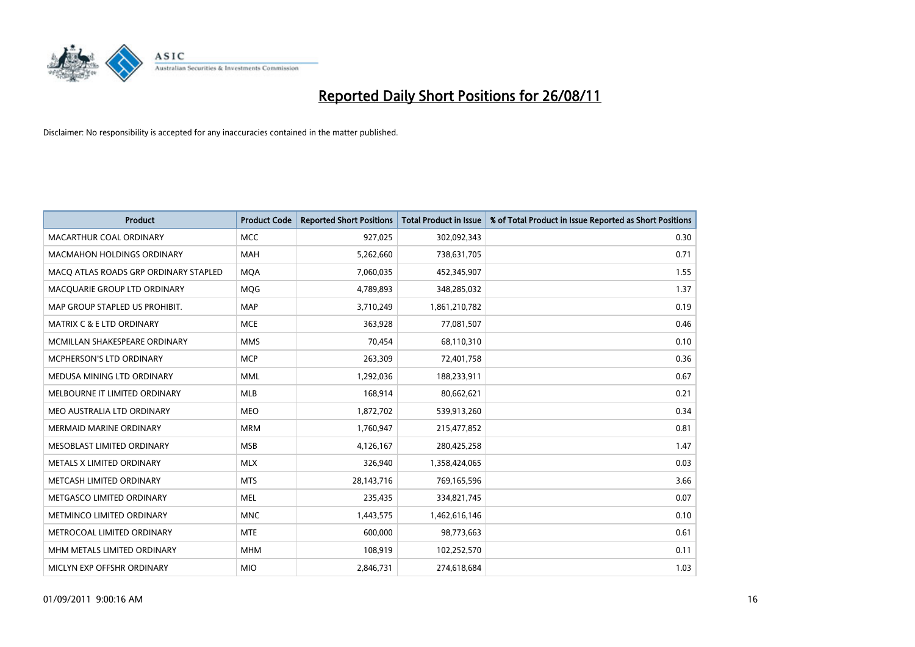# Reported Daily Short Positions for 26/08/11

Disclaimer: No responsibility is accepted for any inaccuracies contained in the matter published.

| Product | Product Code | Reported Short Positions | Total Product in Issue | % of Total Product in Issue Reported as Short Positions |
|---|---|---|---|---|
| MACARTHUR COAL ORDINARY | MCC | 927,025 | 302,092,343 | 0.30 |
| MACMAHON HOLDINGS ORDINARY | MAH | 5,262,660 | 738,631,705 | 0.71 |
| MACQ ATLAS ROADS GRP ORDINARY STAPLED | MQA | 7,060,035 | 452,345,907 | 1.55 |
| MACQUARIE GROUP LTD ORDINARY | MQG | 4,789,893 | 348,285,032 | 1.37 |
| MAP GROUP STAPLED US PROHIBIT. | MAP | 3,710,249 | 1,861,210,782 | 0.19 |
| MATRIX C & E LTD ORDINARY | MCE | 363,928 | 77,081,507 | 0.46 |
| MCMILLAN SHAKESPEARE ORDINARY | MMS | 70,454 | 68,110,310 | 0.10 |
| MCPHERSON'S LTD ORDINARY | MCP | 263,309 | 72,401,758 | 0.36 |
| MEDUSA MINING LTD ORDINARY | MML | 1,292,036 | 188,233,911 | 0.67 |
| MELBOURNE IT LIMITED ORDINARY | MLB | 168,914 | 80,662,621 | 0.21 |
| MEO AUSTRALIA LTD ORDINARY | MEO | 1,872,702 | 539,913,260 | 0.34 |
| MERMAID MARINE ORDINARY | MRM | 1,760,947 | 215,477,852 | 0.81 |
| MESOBLAST LIMITED ORDINARY | MSB | 4,126,167 | 280,425,258 | 1.47 |
| METALS X LIMITED ORDINARY | MLX | 326,940 | 1,358,424,065 | 0.03 |
| METCASH LIMITED ORDINARY | MTS | 28,143,716 | 769,165,596 | 3.66 |
| METGASCO LIMITED ORDINARY | MEL | 235,435 | 334,821,745 | 0.07 |
| METMINCO LIMITED ORDINARY | MNC | 1,443,575 | 1,462,616,146 | 0.10 |
| METROCOAL LIMITED ORDINARY | MTE | 600,000 | 98,773,663 | 0.61 |
| MHM METALS LIMITED ORDINARY | MHM | 108,919 | 102,252,570 | 0.11 |
| MICLYN EXP OFFSHR ORDINARY | MIO | 2,846,731 | 274,618,684 | 1.03 |

01/09/2011 9:00:16 AM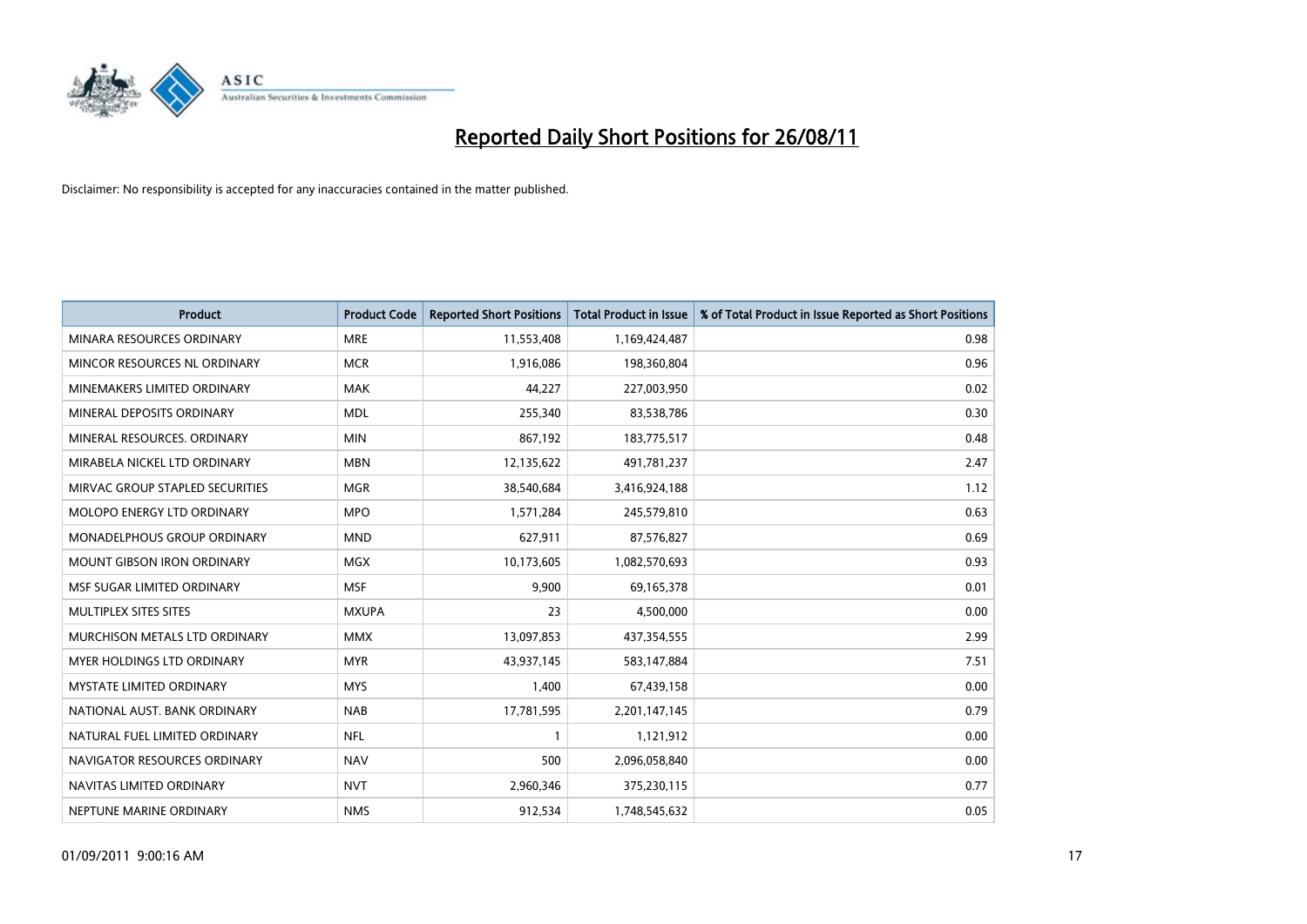# Reported Daily Short Positions for 26/08/11

Disclaimer: No responsibility is accepted for any inaccuracies contained in the matter published.

| Product | Product Code | Reported Short Positions | Total Product in Issue | % of Total Product in Issue Reported as Short Positions |
| --- | --- | --- | --- | --- |
| MINARA RESOURCES ORDINARY | MRE | 11,553,408 | 1,169,424,487 | 0.98 |
| MINCOR RESOURCES NL ORDINARY | MCR | 1,916,086 | 198,360,804 | 0.96 |
| MINEMAKERS LIMITED ORDINARY | MAK | 44,227 | 227,003,950 | 0.02 |
| MINERAL DEPOSITS ORDINARY | MDL | 255,340 | 83,538,786 | 0.30 |
| MINERAL RESOURCES. ORDINARY | MIN | 867,192 | 183,775,517 | 0.48 |
| MIRABELA NICKEL LTD ORDINARY | MBN | 12,135,622 | 491,781,237 | 2.47 |
| MIRVAC GROUP STAPLED SECURITIES | MGR | 38,540,684 | 3,416,924,188 | 1.12 |
| MOLOPO ENERGY LTD ORDINARY | MPO | 1,571,284 | 245,579,810 | 0.63 |
| MONADELPHOUS GROUP ORDINARY | MND | 627,911 | 87,576,827 | 0.69 |
| MOUNT GIBSON IRON ORDINARY | MGX | 10,173,605 | 1,082,570,693 | 0.93 |
| MSF SUGAR LIMITED ORDINARY | MSF | 9,900 | 69,165,378 | 0.01 |
| MULTIPLEX SITES SITES | MXUPA | 23 | 4,500,000 | 0.00 |
| MURCHISON METALS LTD ORDINARY | MMX | 13,097,853 | 437,354,555 | 2.99 |
| MYER HOLDINGS LTD ORDINARY | MYR | 43,937,145 | 583,147,884 | 7.51 |
| MYSTATE LIMITED ORDINARY | MYS | 1,400 | 67,439,158 | 0.00 |
| NATIONAL AUST. BANK ORDINARY | NAB | 17,781,595 | 2,201,147,145 | 0.79 |
| NATURAL FUEL LIMITED ORDINARY | NFL | 1 | 1,121,912 | 0.00 |
| NAVIGATOR RESOURCES ORDINARY | NAV | 500 | 2,096,058,840 | 0.00 |
| NAVITAS LIMITED ORDINARY | NVT | 2,960,346 | 375,230,115 | 0.77 |
| NEPTUNE MARINE ORDINARY | NMS | 912,534 | 1,748,545,632 | 0.05 |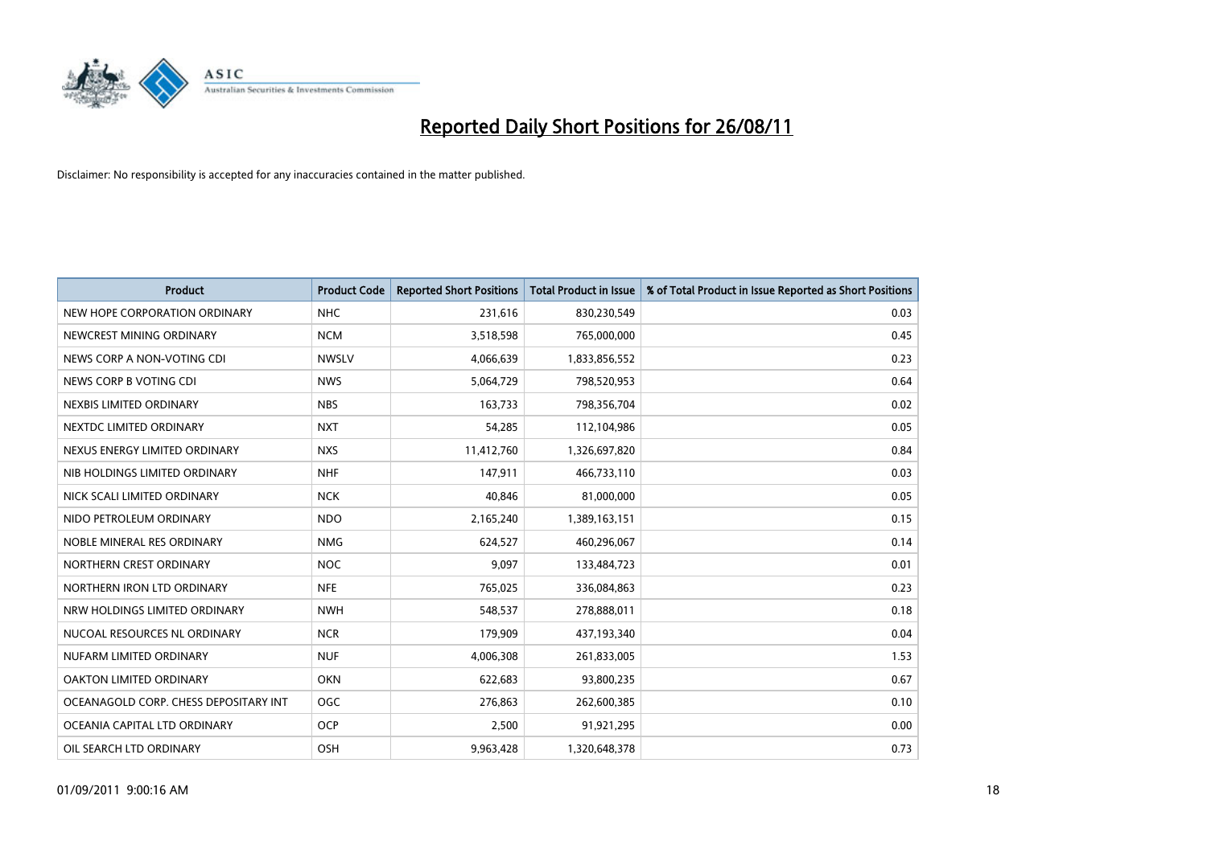# Reported Daily Short Positions for 26/08/11

Disclaimer: No responsibility is accepted for any inaccuracies contained in the matter published.

| Product | Product Code | Reported Short Positions | Total Product in Issue | % of Total Product in Issue Reported as Short Positions |
|---|---|---|---|---|
| NEW HOPE CORPORATION ORDINARY | NHC | 231,616 | 830,230,549 | 0.03 |
| NEWCREST MINING ORDINARY | NCM | 3,518,598 | 765,000,000 | 0.45 |
| NEWS CORP A NON-VOTING CDI | NWSLV | 4,066,639 | 1,833,856,552 | 0.23 |
| NEWS CORP B VOTING CDI | NWS | 5,064,729 | 798,520,953 | 0.64 |
| NEXBIS LIMITED ORDINARY | NBS | 163,733 | 798,356,704 | 0.02 |
| NEXTDC LIMITED ORDINARY | NXT | 54,285 | 112,104,986 | 0.05 |
| NEXUS ENERGY LIMITED ORDINARY | NXS | 11,412,760 | 1,326,697,820 | 0.84 |
| NIB HOLDINGS LIMITED ORDINARY | NHF | 147,911 | 466,733,110 | 0.03 |
| NICK SCALI LIMITED ORDINARY | NCK | 40,846 | 81,000,000 | 0.05 |
| NIDO PETROLEUM ORDINARY | NDO | 2,165,240 | 1,389,163,151 | 0.15 |
| NOBLE MINERAL RES ORDINARY | NMG | 624,527 | 460,296,067 | 0.14 |
| NORTHERN CREST ORDINARY | NOC | 9,097 | 133,484,723 | 0.01 |
| NORTHERN IRON LTD ORDINARY | NFE | 765,025 | 336,084,863 | 0.23 |
| NRW HOLDINGS LIMITED ORDINARY | NWH | 548,537 | 278,888,011 | 0.18 |
| NUCOAL RESOURCES NL ORDINARY | NCR | 179,909 | 437,193,340 | 0.04 |
| NUFARM LIMITED ORDINARY | NUF | 4,006,308 | 261,833,005 | 1.53 |
| OAKTON LIMITED ORDINARY | OKN | 622,683 | 93,800,235 | 0.67 |
| OCEANAGOLD CORP. CHESS DEPOSITARY INT | OGC | 276,863 | 262,600,385 | 0.10 |
| OCEANIA CAPITAL LTD ORDINARY | OCP | 2,500 | 91,921,295 | 0.00 |
| OIL SEARCH LTD ORDINARY | OSH | 9,963,428 | 1,320,648,378 | 0.73 |

01/09/2011 9:00:16 AM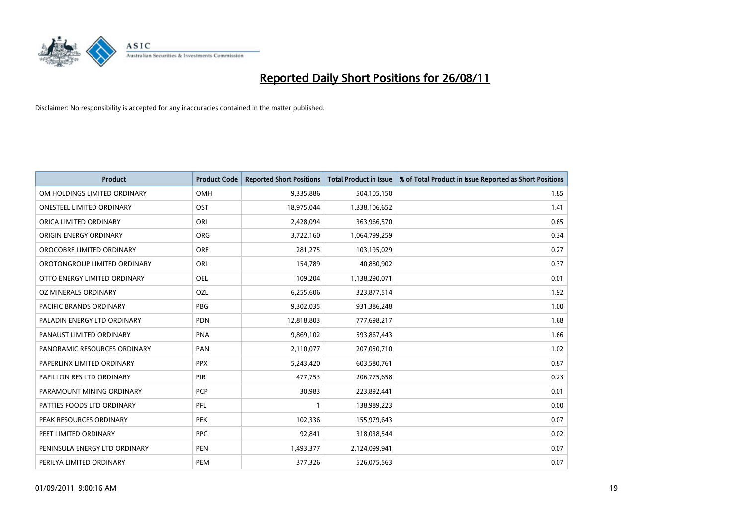# Reported Daily Short Positions for 26/08/11

Disclaimer: No responsibility is accepted for any inaccuracies contained in the matter published.

| Product | Product Code | Reported Short Positions | Total Product in Issue | % of Total Product in Issue Reported as Short Positions |
|---|---|---|---|---|
| OM HOLDINGS LIMITED ORDINARY | OMH | 9,335,886 | 504,105,150 | 1.85 |
| ONESTEEL LIMITED ORDINARY | OST | 18,975,044 | 1,338,106,652 | 1.41 |
| ORICA LIMITED ORDINARY | ORI | 2,428,094 | 363,966,570 | 0.65 |
| ORIGIN ENERGY ORDINARY | ORG | 3,722,160 | 1,064,799,259 | 0.34 |
| OROCOBRE LIMITED ORDINARY | ORE | 281,275 | 103,195,029 | 0.27 |
| OROTONGROUP LIMITED ORDINARY | ORL | 154,789 | 40,880,902 | 0.37 |
| OTTO ENERGY LIMITED ORDINARY | OEL | 109,204 | 1,138,290,071 | 0.01 |
| OZ MINERALS ORDINARY | OZL | 6,255,606 | 323,877,514 | 1.92 |
| PACIFIC BRANDS ORDINARY | PBG | 9,302,035 | 931,386,248 | 1.00 |
| PALADIN ENERGY LTD ORDINARY | PDN | 12,818,803 | 777,698,217 | 1.68 |
| PANAUST LIMITED ORDINARY | PNA | 9,869,102 | 593,867,443 | 1.66 |
| PANORAMIC RESOURCES ORDINARY | PAN | 2,110,077 | 207,050,710 | 1.02 |
| PAPERLINX LIMITED ORDINARY | PPX | 5,243,420 | 603,580,761 | 0.87 |
| PAPILLON RES LTD ORDINARY | PIR | 477,753 | 206,775,658 | 0.23 |
| PARAMOUNT MINING ORDINARY | PCP | 30,983 | 223,892,441 | 0.01 |
| PATTIES FOODS LTD ORDINARY | PFL | 1 | 138,989,223 | 0.00 |
| PEAK RESOURCES ORDINARY | PEK | 102,336 | 155,979,643 | 0.07 |
| PEET LIMITED ORDINARY | PPC | 92,841 | 318,038,544 | 0.02 |
| PENINSULA ENERGY LTD ORDINARY | PEN | 1,493,377 | 2,124,099,941 | 0.07 |
| PERILYA LIMITED ORDINARY | PEM | 377,326 | 526,075,563 | 0.07 |

01/09/2011 9:00:16 AM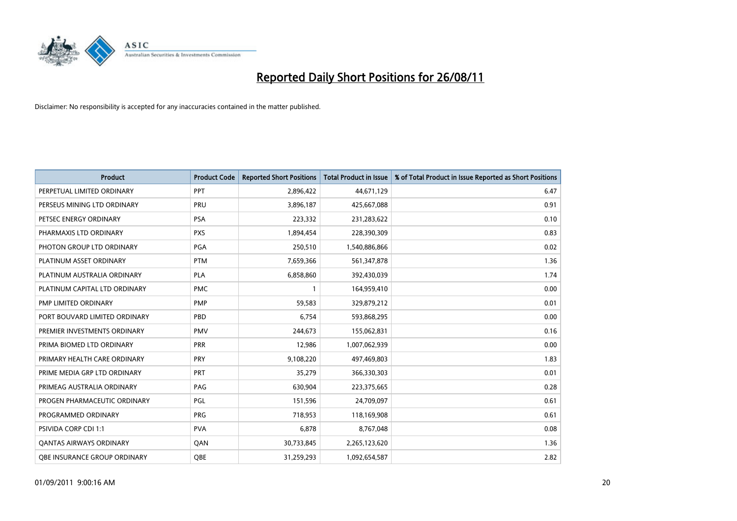# Reported Daily Short Positions for 26/08/11

Disclaimer: No responsibility is accepted for any inaccuracies contained in the matter published.

| Product | Product Code | Reported Short Positions | Total Product in Issue | % of Total Product in Issue Reported as Short Positions |
|---|---|---|---|---|
| PERPETUAL LIMITED ORDINARY | PPT | 2,896,422 | 44,671,129 | 6.47 |
| PERSEUS MINING LTD ORDINARY | PRU | 3,896,187 | 425,667,088 | 0.91 |
| PETSEC ENERGY ORDINARY | PSA | 223,332 | 231,283,622 | 0.10 |
| PHARMAXIS LTD ORDINARY | PXS | 1,894,454 | 228,390,309 | 0.83 |
| PHOTON GROUP LTD ORDINARY | PGA | 250,510 | 1,540,886,866 | 0.02 |
| PLATINUM ASSET ORDINARY | PTM | 7,659,366 | 561,347,878 | 1.36 |
| PLATINUM AUSTRALIA ORDINARY | PLA | 6,858,860 | 392,430,039 | 1.74 |
| PLATINUM CAPITAL LTD ORDINARY | PMC | 1 | 164,959,410 | 0.00 |
| PMP LIMITED ORDINARY | PMP | 59,583 | 329,879,212 | 0.01 |
| PORT BOUVARD LIMITED ORDINARY | PBD | 6,754 | 593,868,295 | 0.00 |
| PREMIER INVESTMENTS ORDINARY | PMV | 244,673 | 155,062,831 | 0.16 |
| PRIMA BIOMED LTD ORDINARY | PRR | 12,986 | 1,007,062,939 | 0.00 |
| PRIMARY HEALTH CARE ORDINARY | PRY | 9,108,220 | 497,469,803 | 1.83 |
| PRIME MEDIA GRP LTD ORDINARY | PRT | 35,279 | 366,330,303 | 0.01 |
| PRIMEAG AUSTRALIA ORDINARY | PAG | 630,904 | 223,375,665 | 0.28 |
| PROGEN PHARMACEUTIC ORDINARY | PGL | 151,596 | 24,709,097 | 0.61 |
| PROGRAMMED ORDINARY | PRG | 718,953 | 118,169,908 | 0.61 |
| PSIVIDA CORP CDI 1:1 | PVA | 6,878 | 8,767,048 | 0.08 |
| QANTAS AIRWAYS ORDINARY | QAN | 30,733,845 | 2,265,123,620 | 1.36 |
| QBE INSURANCE GROUP ORDINARY | QBE | 31,259,293 | 1,092,654,587 | 2.82 |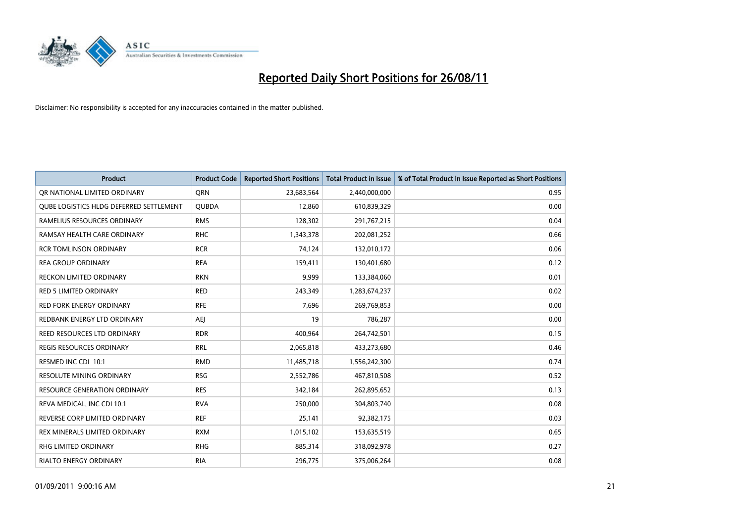# Reported Daily Short Positions for 26/08/11

Disclaimer: No responsibility is accepted for any inaccuracies contained in the matter published.

| Product | Product Code | Reported Short Positions | Total Product in Issue | % of Total Product in Issue Reported as Short Positions |
|---|---|---|---|---|
| QR NATIONAL LIMITED ORDINARY | QRN | 23,683,564 | 2,440,000,000 | 0.95 |
| QUBE LOGISTICS HLDG DEFERRED SETTLEMENT | QUBDA | 12,860 | 610,839,329 | 0.00 |
| RAMELIUS RESOURCES ORDINARY | RMS | 128,302 | 291,767,215 | 0.04 |
| RAMSAY HEALTH CARE ORDINARY | RHC | 1,343,378 | 202,081,252 | 0.66 |
| RCR TOMLINSON ORDINARY | RCR | 74,124 | 132,010,172 | 0.06 |
| REA GROUP ORDINARY | REA | 159,411 | 130,401,680 | 0.12 |
| RECKON LIMITED ORDINARY | RKN | 9,999 | 133,384,060 | 0.01 |
| RED 5 LIMITED ORDINARY | RED | 243,349 | 1,283,674,237 | 0.02 |
| RED FORK ENERGY ORDINARY | RFE | 7,696 | 269,769,853 | 0.00 |
| REDBANK ENERGY LTD ORDINARY | AEJ | 19 | 786,287 | 0.00 |
| REED RESOURCES LTD ORDINARY | RDR | 400,964 | 264,742,501 | 0.15 |
| REGIS RESOURCES ORDINARY | RRL | 2,065,818 | 433,273,680 | 0.46 |
| RESMED INC CDI 10:1 | RMD | 11,485,718 | 1,556,242,300 | 0.74 |
| RESOLUTE MINING ORDINARY | RSG | 2,552,786 | 467,810,508 | 0.52 |
| RESOURCE GENERATION ORDINARY | RES | 342,184 | 262,895,652 | 0.13 |
| REVA MEDICAL, INC CDI 10:1 | RVA | 250,000 | 304,803,740 | 0.08 |
| REVERSE CORP LIMITED ORDINARY | REF | 25,141 | 92,382,175 | 0.03 |
| REX MINERALS LIMITED ORDINARY | RXM | 1,015,102 | 153,635,519 | 0.65 |
| RHG LIMITED ORDINARY | RHG | 885,314 | 318,092,978 | 0.27 |
| RIALTO ENERGY ORDINARY | RIA | 296,775 | 375,006,264 | 0.08 |

01/09/2011 9:00:16 AM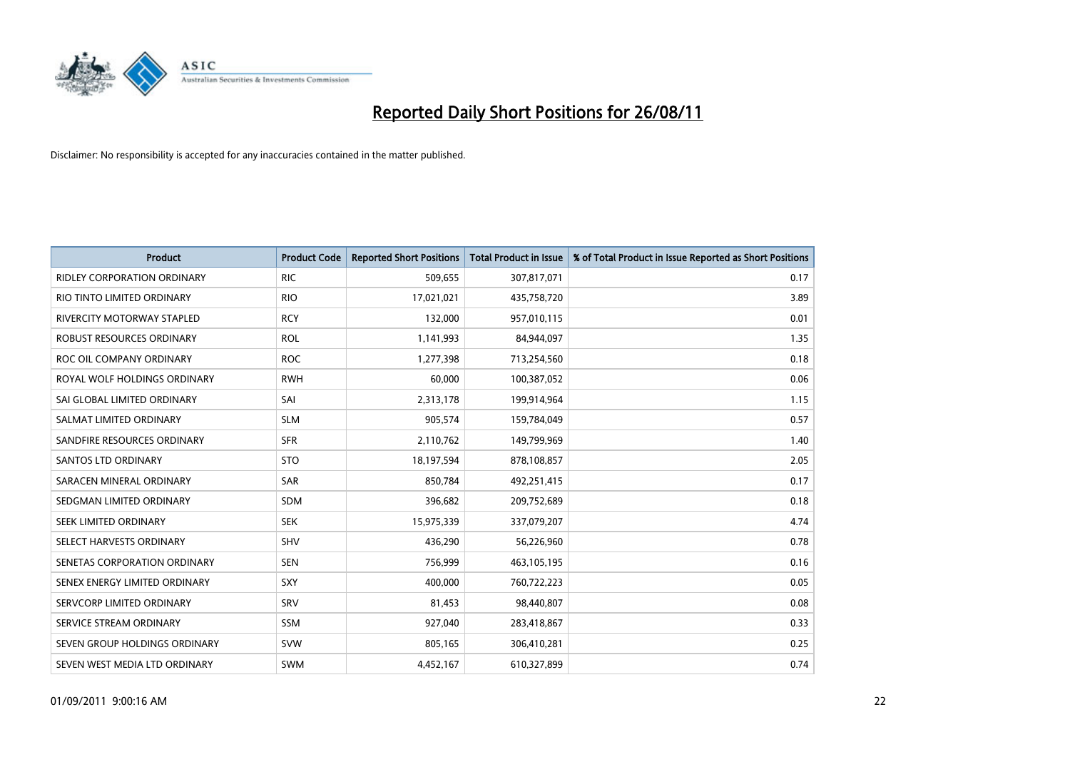# Reported Daily Short Positions for 26/08/11

Disclaimer: No responsibility is accepted for any inaccuracies contained in the matter published.

| Product | Product Code | Reported Short Positions | Total Product in Issue | % of Total Product in Issue Reported as Short Positions |
|---|---|---|---|---|
| RIDLEY CORPORATION ORDINARY | RIC | 509,655 | 307,817,071 | 0.17 |
| RIO TINTO LIMITED ORDINARY | RIO | 17,021,021 | 435,758,720 | 3.89 |
| RIVERCITY MOTORWAY STAPLED | RCY | 132,000 | 957,010,115 | 0.01 |
| ROBUST RESOURCES ORDINARY | ROL | 1,141,993 | 84,944,097 | 1.35 |
| ROC OIL COMPANY ORDINARY | ROC | 1,277,398 | 713,254,560 | 0.18 |
| ROYAL WOLF HOLDINGS ORDINARY | RWH | 60,000 | 100,387,052 | 0.06 |
| SAI GLOBAL LIMITED ORDINARY | SAI | 2,313,178 | 199,914,964 | 1.15 |
| SALMAT LIMITED ORDINARY | SLM | 905,574 | 159,784,049 | 0.57 |
| SANDFIRE RESOURCES ORDINARY | SFR | 2,110,762 | 149,799,969 | 1.40 |
| SANTOS LTD ORDINARY | STO | 18,197,594 | 878,108,857 | 2.05 |
| SARACEN MINERAL ORDINARY | SAR | 850,784 | 492,251,415 | 0.17 |
| SEDGMAN LIMITED ORDINARY | SDM | 396,682 | 209,752,689 | 0.18 |
| SEEK LIMITED ORDINARY | SEK | 15,975,339 | 337,079,207 | 4.74 |
| SELECT HARVESTS ORDINARY | SHV | 436,290 | 56,226,960 | 0.78 |
| SENETAS CORPORATION ORDINARY | SEN | 756,999 | 463,105,195 | 0.16 |
| SENEX ENERGY LIMITED ORDINARY | SXY | 400,000 | 760,722,223 | 0.05 |
| SERVCORP LIMITED ORDINARY | SRV | 81,453 | 98,440,807 | 0.08 |
| SERVICE STREAM ORDINARY | SSM | 927,040 | 283,418,867 | 0.33 |
| SEVEN GROUP HOLDINGS ORDINARY | SVW | 805,165 | 306,410,281 | 0.25 |
| SEVEN WEST MEDIA LTD ORDINARY | SWM | 4,452,167 | 610,327,899 | 0.74 |

01/09/2011 9:00:16 AM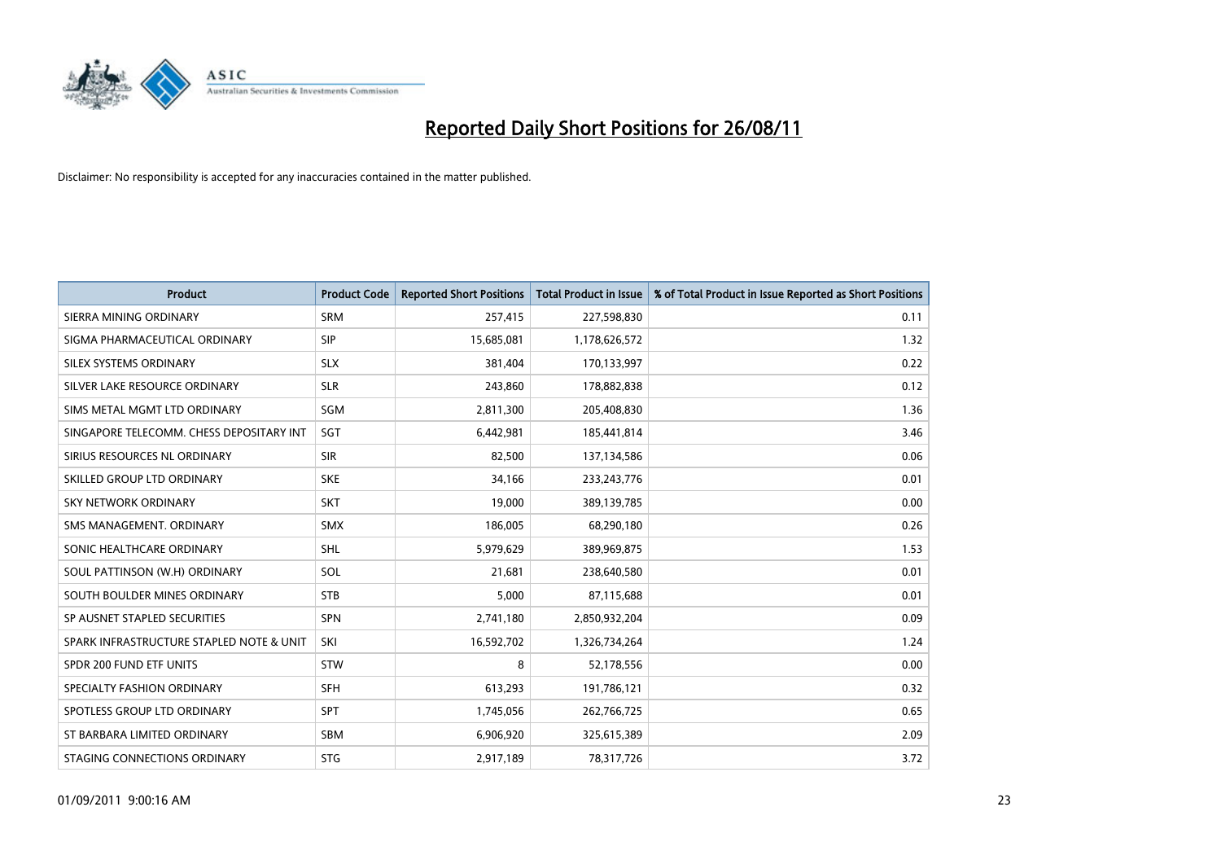# Reported Daily Short Positions for 26/08/11

Disclaimer: No responsibility is accepted for any inaccuracies contained in the matter published.

| Product | Product Code | Reported Short Positions | Total Product in Issue | % of Total Product in Issue Reported as Short Positions |
|---|---|---|---|---|
| SIERRA MINING ORDINARY | SRM | 257,415 | 227,598,830 | 0.11 |
| SIGMA PHARMACEUTICAL ORDINARY | SIP | 15,685,081 | 1,178,626,572 | 1.32 |
| SILEX SYSTEMS ORDINARY | SLX | 381,404 | 170,133,997 | 0.22 |
| SILVER LAKE RESOURCE ORDINARY | SLR | 243,860 | 178,882,838 | 0.12 |
| SIMS METAL MGMT LTD ORDINARY | SGM | 2,811,300 | 205,408,830 | 1.36 |
| SINGAPORE TELECOMM. CHESS DEPOSITARY INT | SGT | 6,442,981 | 185,441,814 | 3.46 |
| SIRIUS RESOURCES NL ORDINARY | SIR | 82,500 | 137,134,586 | 0.06 |
| SKILLED GROUP LTD ORDINARY | SKE | 34,166 | 233,243,776 | 0.01 |
| SKY NETWORK ORDINARY | SKT | 19,000 | 389,139,785 | 0.00 |
| SMS MANAGEMENT. ORDINARY | SMX | 186,005 | 68,290,180 | 0.26 |
| SONIC HEALTHCARE ORDINARY | SHL | 5,979,629 | 389,969,875 | 1.53 |
| SOUL PATTINSON (W.H) ORDINARY | SOL | 21,681 | 238,640,580 | 0.01 |
| SOUTH BOULDER MINES ORDINARY | STB | 5,000 | 87,115,688 | 0.01 |
| SP AUSNET STAPLED SECURITIES | SPN | 2,741,180 | 2,850,932,204 | 0.09 |
| SPARK INFRASTRUCTURE STAPLED NOTE & UNIT | SKI | 16,592,702 | 1,326,734,264 | 1.24 |
| SPDR 200 FUND ETF UNITS | STW | 8 | 52,178,556 | 0.00 |
| SPECIALTY FASHION ORDINARY | SFH | 613,293 | 191,786,121 | 0.32 |
| SPOTLESS GROUP LTD ORDINARY | SPT | 1,745,056 | 262,766,725 | 0.65 |
| ST BARBARA LIMITED ORDINARY | SBM | 6,906,920 | 325,615,389 | 2.09 |
| STAGING CONNECTIONS ORDINARY | STG | 2,917,189 | 78,317,726 | 3.72 |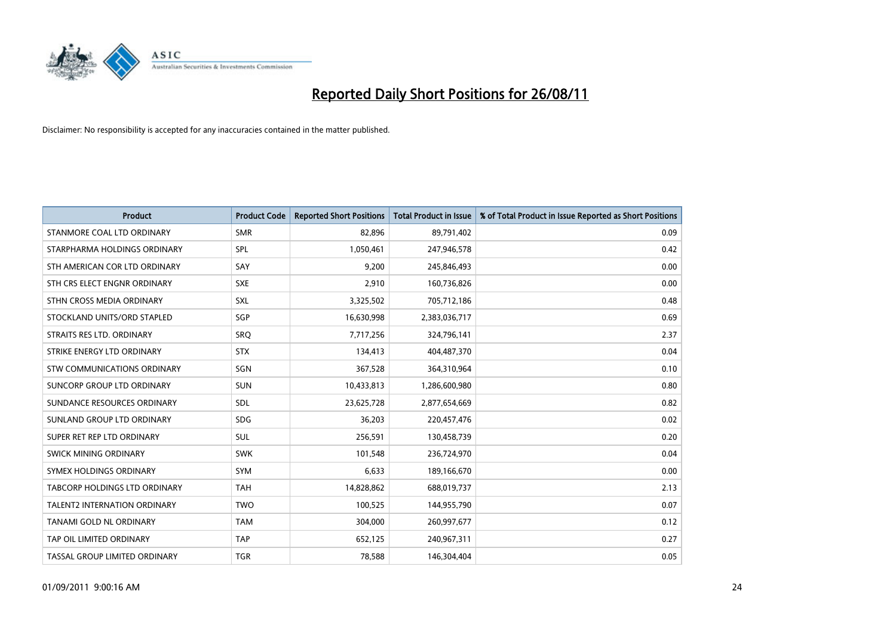# Reported Daily Short Positions for 26/08/11

Disclaimer: No responsibility is accepted for any inaccuracies contained in the matter published.

| Product | Product Code | Reported Short Positions | Total Product in Issue | % of Total Product in Issue Reported as Short Positions |
|---|---|---|---|---|
| STANMORE COAL LTD ORDINARY | SMR | 82,896 | 89,791,402 | 0.09 |
| STARPHARMA HOLDINGS ORDINARY | SPL | 1,050,461 | 247,946,578 | 0.42 |
| STH AMERICAN COR LTD ORDINARY | SAY | 9,200 | 245,846,493 | 0.00 |
| STH CRS ELECT ENGNR ORDINARY | SXE | 2,910 | 160,736,826 | 0.00 |
| STHN CROSS MEDIA ORDINARY | SXL | 3,325,502 | 705,712,186 | 0.48 |
| STOCKLAND UNITS/ORD STAPLED | SGP | 16,630,998 | 2,383,036,717 | 0.69 |
| STRAITS RES LTD. ORDINARY | SRQ | 7,717,256 | 324,796,141 | 2.37 |
| STRIKE ENERGY LTD ORDINARY | STX | 134,413 | 404,487,370 | 0.04 |
| STW COMMUNICATIONS ORDINARY | SGN | 367,528 | 364,310,964 | 0.10 |
| SUNCORP GROUP LTD ORDINARY | SUN | 10,433,813 | 1,286,600,980 | 0.80 |
| SUNDANCE RESOURCES ORDINARY | SDL | 23,625,728 | 2,877,654,669 | 0.82 |
| SUNLAND GROUP LTD ORDINARY | SDG | 36,203 | 220,457,476 | 0.02 |
| SUPER RET REP LTD ORDINARY | SUL | 256,591 | 130,458,739 | 0.20 |
| SWICK MINING ORDINARY | SWK | 101,548 | 236,724,970 | 0.04 |
| SYMEX HOLDINGS ORDINARY | SYM | 6,633 | 189,166,670 | 0.00 |
| TABCORP HOLDINGS LTD ORDINARY | TAH | 14,828,862 | 688,019,737 | 2.13 |
| TALENT2 INTERNATION ORDINARY | TWO | 100,525 | 144,955,790 | 0.07 |
| TANAMI GOLD NL ORDINARY | TAM | 304,000 | 260,997,677 | 0.12 |
| TAP OIL LIMITED ORDINARY | TAP | 652,125 | 240,967,311 | 0.27 |
| TASSAL GROUP LIMITED ORDINARY | TGR | 78,588 | 146,304,404 | 0.05 |

01/09/2011 9:00:16 AM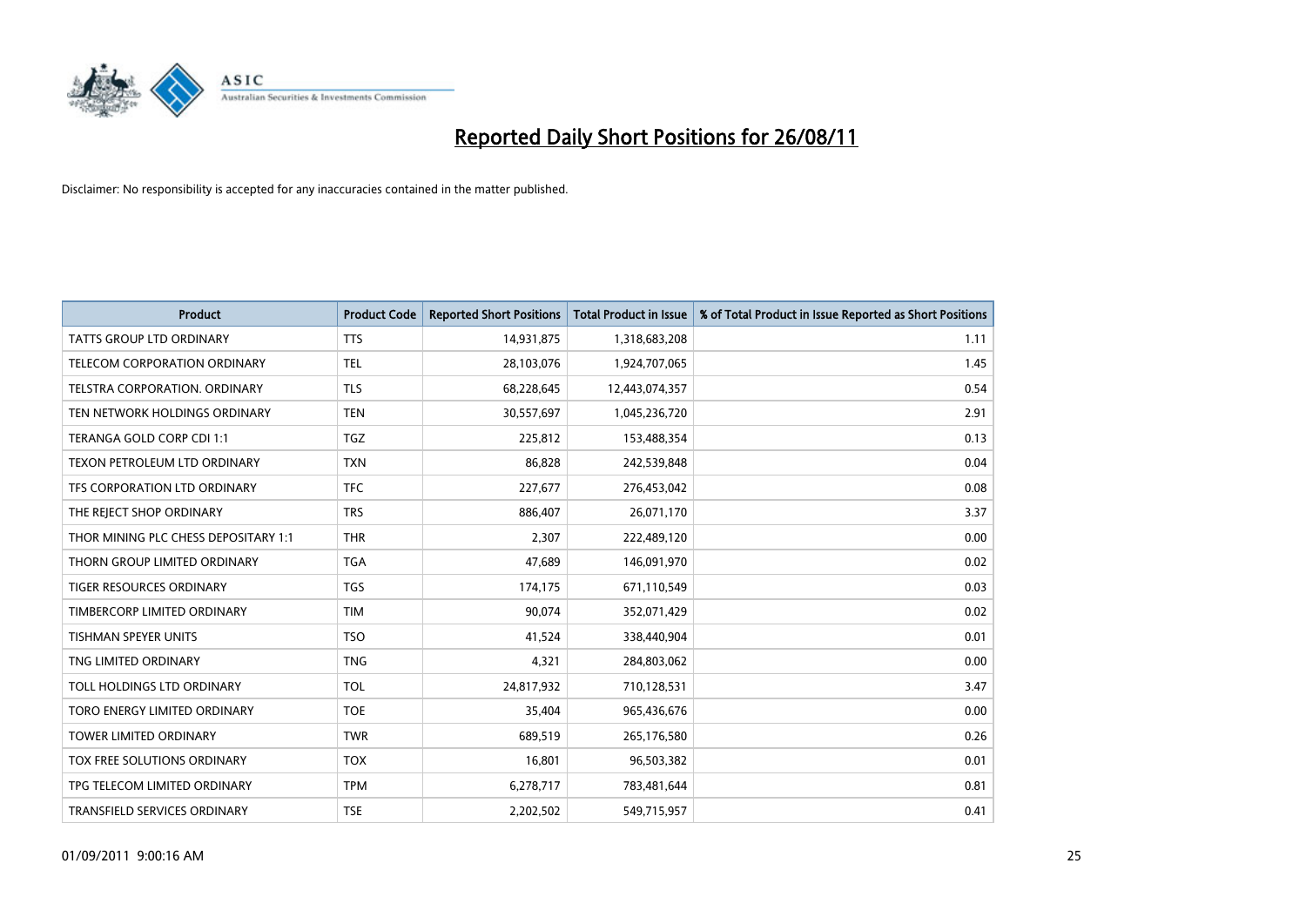# Reported Daily Short Positions for 26/08/11

Disclaimer: No responsibility is accepted for any inaccuracies contained in the matter published.

| Product | Product Code | Reported Short Positions | Total Product in Issue | % of Total Product in Issue Reported as Short Positions |
|---|---|---|---|---|
| TATTS GROUP LTD ORDINARY | TTS | 14,931,875 | 1,318,683,208 | 1.11 |
| TELECOM CORPORATION ORDINARY | TEL | 28,103,076 | 1,924,707,065 | 1.45 |
| TELSTRA CORPORATION. ORDINARY | TLS | 68,228,645 | 12,443,074,357 | 0.54 |
| TEN NETWORK HOLDINGS ORDINARY | TEN | 30,557,697 | 1,045,236,720 | 2.91 |
| TERANGA GOLD CORP CDI 1:1 | TGZ | 225,812 | 153,488,354 | 0.13 |
| TEXON PETROLEUM LTD ORDINARY | TXN | 86,828 | 242,539,848 | 0.04 |
| TFS CORPORATION LTD ORDINARY | TFC | 227,677 | 276,453,042 | 0.08 |
| THE REJECT SHOP ORDINARY | TRS | 886,407 | 26,071,170 | 3.37 |
| THOR MINING PLC CHESS DEPOSITARY 1:1 | THR | 2,307 | 222,489,120 | 0.00 |
| THORN GROUP LIMITED ORDINARY | TGA | 47,689 | 146,091,970 | 0.02 |
| TIGER RESOURCES ORDINARY | TGS | 174,175 | 671,110,549 | 0.03 |
| TIMBERCORP LIMITED ORDINARY | TIM | 90,074 | 352,071,429 | 0.02 |
| TISHMAN SPEYER UNITS | TSO | 41,524 | 338,440,904 | 0.01 |
| TNG LIMITED ORDINARY | TNG | 4,321 | 284,803,062 | 0.00 |
| TOLL HOLDINGS LTD ORDINARY | TOL | 24,817,932 | 710,128,531 | 3.47 |
| TORO ENERGY LIMITED ORDINARY | TOE | 35,404 | 965,436,676 | 0.00 |
| TOWER LIMITED ORDINARY | TWR | 689,519 | 265,176,580 | 0.26 |
| TOX FREE SOLUTIONS ORDINARY | TOX | 16,801 | 96,503,382 | 0.01 |
| TPG TELECOM LIMITED ORDINARY | TPM | 6,278,717 | 783,481,644 | 0.81 |
| TRANSFIELD SERVICES ORDINARY | TSE | 2,202,502 | 549,715,957 | 0.41 |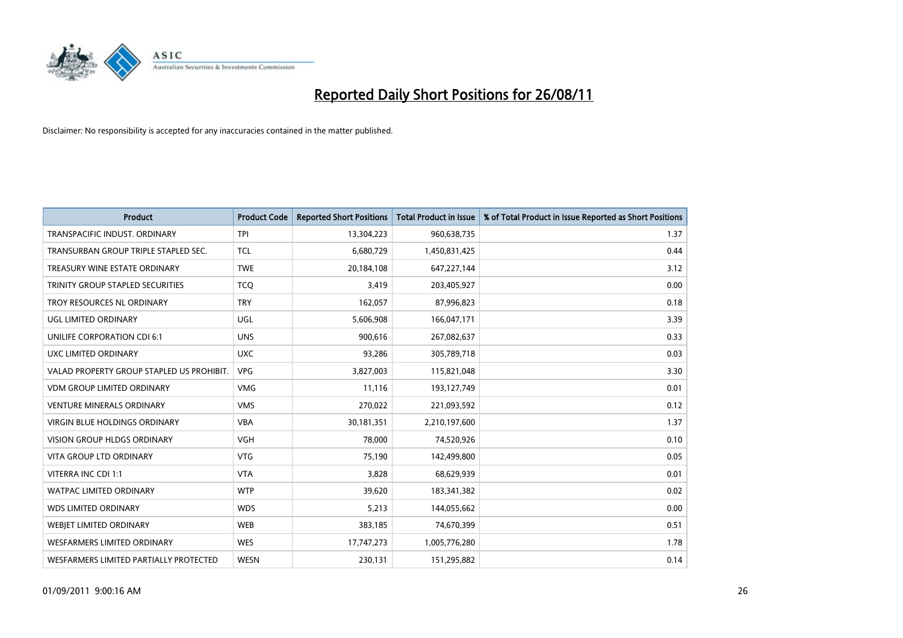# Reported Daily Short Positions for 26/08/11

Disclaimer: No responsibility is accepted for any inaccuracies contained in the matter published.

| Product | Product Code | Reported Short Positions | Total Product in Issue | % of Total Product in Issue Reported as Short Positions |
|---|---|---|---|---|
| TRANSPACIFIC INDUST. ORDINARY | TPI | 13,304,223 | 960,638,735 | 1.37 |
| TRANSURBAN GROUP TRIPLE STAPLED SEC. | TCL | 6,680,729 | 1,450,831,425 | 0.44 |
| TREASURY WINE ESTATE ORDINARY | TWE | 20,184,108 | 647,227,144 | 3.12 |
| TRINITY GROUP STAPLED SECURITIES | TCQ | 3,419 | 203,405,927 | 0.00 |
| TROY RESOURCES NL ORDINARY | TRY | 162,057 | 87,996,823 | 0.18 |
| UGL LIMITED ORDINARY | UGL | 5,606,908 | 166,047,171 | 3.39 |
| UNILIFE CORPORATION CDI 6:1 | UNS | 900,616 | 267,082,637 | 0.33 |
| UXC LIMITED ORDINARY | UXC | 93,286 | 305,789,718 | 0.03 |
| VALAD PROPERTY GROUP STAPLED US PROHIBIT. | VPG | 3,827,003 | 115,821,048 | 3.30 |
| VDM GROUP LIMITED ORDINARY | VMG | 11,116 | 193,127,749 | 0.01 |
| VENTURE MINERALS ORDINARY | VMS | 270,022 | 221,093,592 | 0.12 |
| VIRGIN BLUE HOLDINGS ORDINARY | VBA | 30,181,351 | 2,210,197,600 | 1.37 |
| VISION GROUP HLDGS ORDINARY | VGH | 78,000 | 74,520,926 | 0.10 |
| VITA GROUP LTD ORDINARY | VTG | 75,190 | 142,499,800 | 0.05 |
| VITERRA INC CDI 1:1 | VTA | 3,828 | 68,629,939 | 0.01 |
| WATPAC LIMITED ORDINARY | WTP | 39,620 | 183,341,382 | 0.02 |
| WDS LIMITED ORDINARY | WDS | 5,213 | 144,055,662 | 0.00 |
| WEBJET LIMITED ORDINARY | WEB | 383,185 | 74,670,399 | 0.51 |
| WESFARMERS LIMITED ORDINARY | WES | 17,747,273 | 1,005,776,280 | 1.78 |
| WESFARMERS LIMITED PARTIALLY PROTECTED | WESN | 230,131 | 151,295,882 | 0.14 |

01/09/2011 9:00:16 AM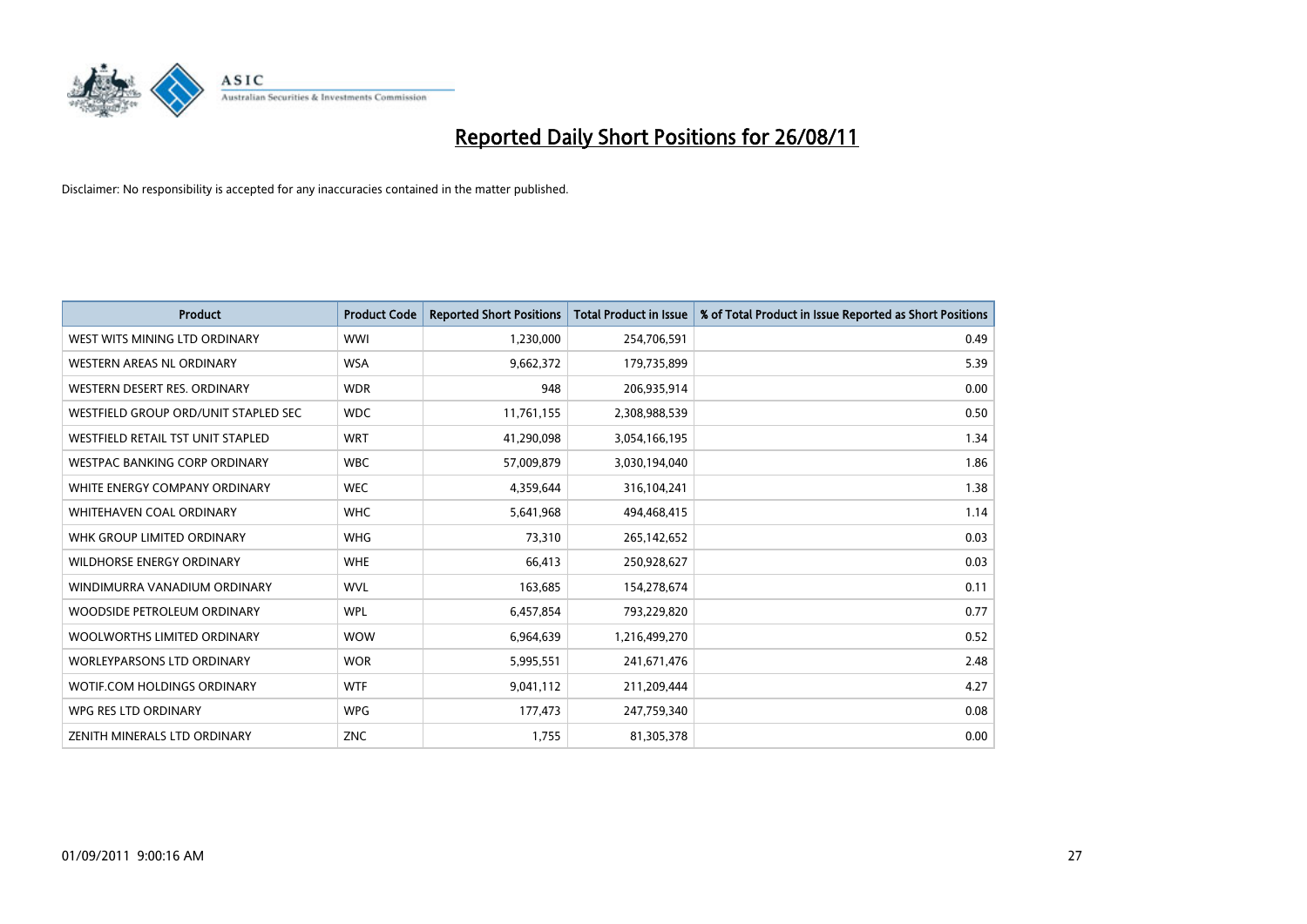# Reported Daily Short Positions for 26/08/11

Disclaimer: No responsibility is accepted for any inaccuracies contained in the matter published.

| Product | Product Code | Reported Short Positions | Total Product in Issue | % of Total Product in Issue Reported as Short Positions |
|---|---|---|---|---|
| WEST WITS MINING LTD ORDINARY | WWI | 1,230,000 | 254,706,591 | 0.49 |
| WESTERN AREAS NL ORDINARY | WSA | 9,662,372 | 179,735,899 | 5.39 |
| WESTERN DESERT RES. ORDINARY | WDR | 948 | 206,935,914 | 0.00 |
| WESTFIELD GROUP ORD/UNIT STAPLED SEC | WDC | 11,761,155 | 2,308,988,539 | 0.50 |
| WESTFIELD RETAIL TST UNIT STAPLED | WRT | 41,290,098 | 3,054,166,195 | 1.34 |
| WESTPAC BANKING CORP ORDINARY | WBC | 57,009,879 | 3,030,194,040 | 1.86 |
| WHITE ENERGY COMPANY ORDINARY | WEC | 4,359,644 | 316,104,241 | 1.38 |
| WHITEHAVEN COAL ORDINARY | WHC | 5,641,968 | 494,468,415 | 1.14 |
| WHK GROUP LIMITED ORDINARY | WHG | 73,310 | 265,142,652 | 0.03 |
| WILDHORSE ENERGY ORDINARY | WHE | 66,413 | 250,928,627 | 0.03 |
| WINDIMURRA VANADIUM ORDINARY | WVL | 163,685 | 154,278,674 | 0.11 |
| WOODSIDE PETROLEUM ORDINARY | WPL | 6,457,854 | 793,229,820 | 0.77 |
| WOOLWORTHS LIMITED ORDINARY | WOW | 6,964,639 | 1,216,499,270 | 0.52 |
| WORLEYPARSONS LTD ORDINARY | WOR | 5,995,551 | 241,671,476 | 2.48 |
| WOTIF.COM HOLDINGS ORDINARY | WTF | 9,041,112 | 211,209,444 | 4.27 |
| WPG RES LTD ORDINARY | WPG | 177,473 | 247,759,340 | 0.08 |
| ZENITH MINERALS LTD ORDINARY | ZNC | 1,755 | 81,305,378 | 0.00 |